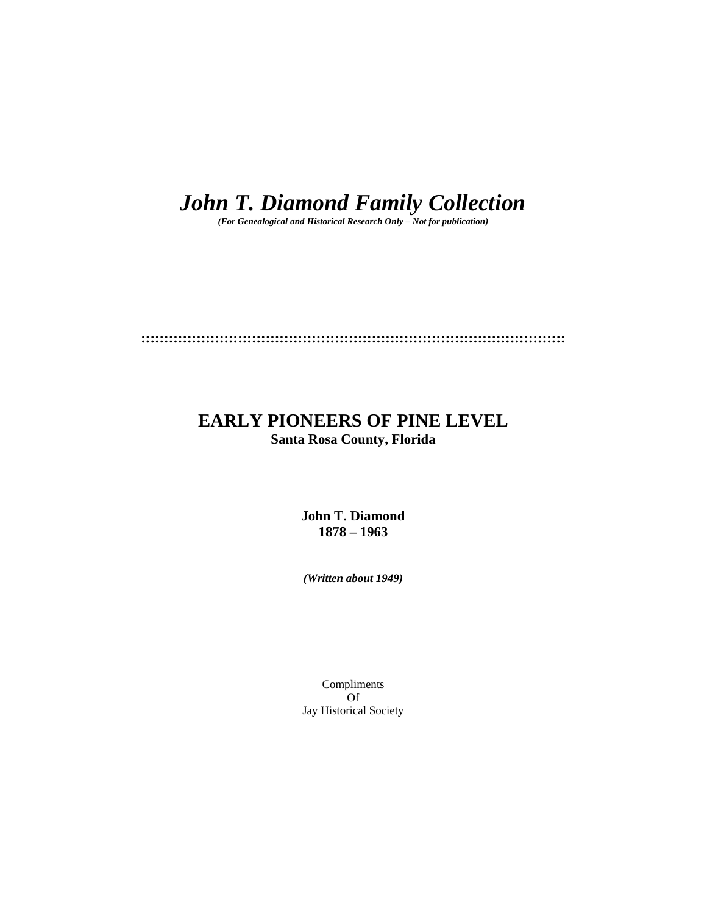# *John T. Diamond Family Collection*

***(For Genealogical and Historical Research Only – Not for publication)***

::::::::::::::::::::::::::::::::::::::::::::::::::::::::::::::::::::::::::::::::::::::::::

## EARLY PIONEERS OF PINE LEVEL

**Santa Rosa County, Florida**

**John T. Diamond**
**1878 – 1963**

***(Written about 1949)***

Compliments
Of
Jay Historical Society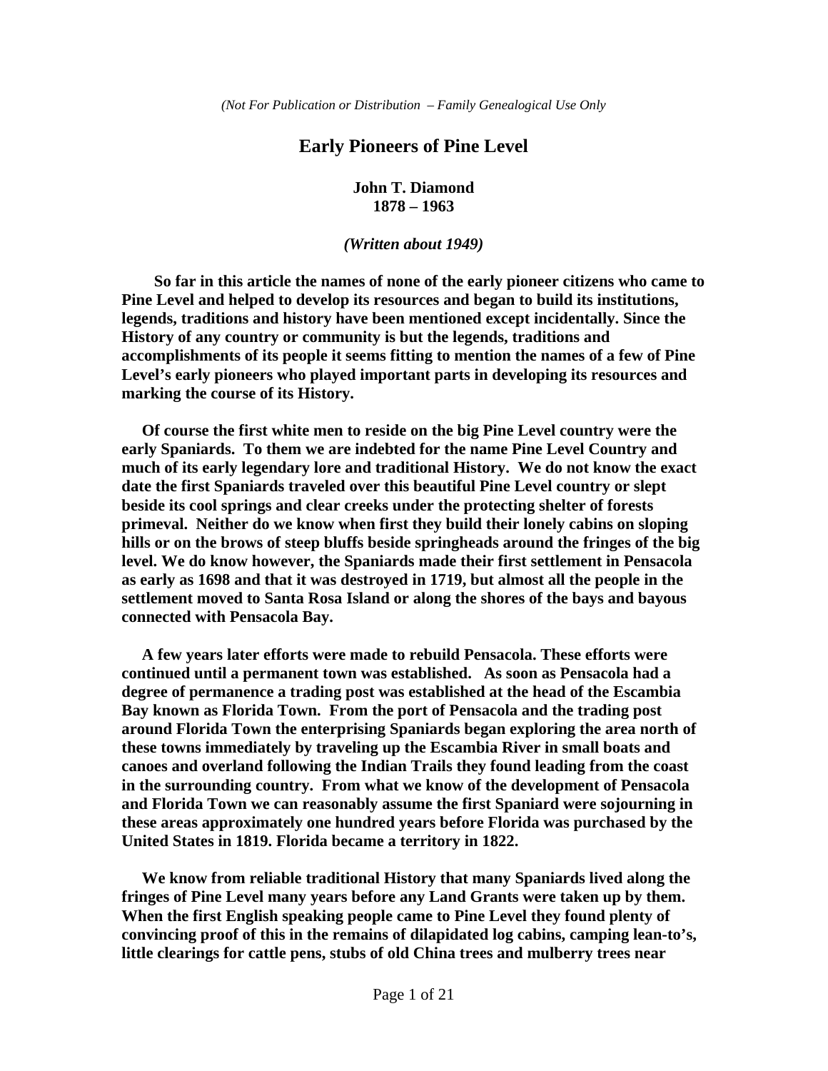*(Not For Publication or Distribution – Family Genealogical Use Only*

# Early Pioneers of Pine Level

**John T. Diamond**
**1878 – 1963**

***(Written about 1949)***

**So far in this article the names of none of the early pioneer citizens who came to Pine Level and helped to develop its resources and began to build its institutions, legends, traditions and history have been mentioned except incidentally. Since the History of any country or community is but the legends, traditions and accomplishments of its people it seems fitting to mention the names of a few of Pine Level's early pioneers who played important parts in developing its resources and marking the course of its History.**

**Of course the first white men to reside on the big Pine Level country were the early Spaniards. To them we are indebted for the name Pine Level Country and much of its early legendary lore and traditional History. We do not know the exact date the first Spaniards traveled over this beautiful Pine Level country or slept beside its cool springs and clear creeks under the protecting shelter of forests primeval. Neither do we know when first they build their lonely cabins on sloping hills or on the brows of steep bluffs beside springheads around the fringes of the big level. We do know however, the Spaniards made their first settlement in Pensacola as early as 1698 and that it was destroyed in 1719, but almost all the people in the settlement moved to Santa Rosa Island or along the shores of the bays and bayous connected with Pensacola Bay.**

**A few years later efforts were made to rebuild Pensacola. These efforts were continued until a permanent town was established. As soon as Pensacola had a degree of permanence a trading post was established at the head of the Escambia Bay known as Florida Town. From the port of Pensacola and the trading post around Florida Town the enterprising Spaniards began exploring the area north of these towns immediately by traveling up the Escambia River in small boats and canoes and overland following the Indian Trails they found leading from the coast in the surrounding country. From what we know of the development of Pensacola and Florida Town we can reasonably assume the first Spaniard were sojourning in these areas approximately one hundred years before Florida was purchased by the United States in 1819. Florida became a territory in 1822.**

**We know from reliable traditional History that many Spaniards lived along the fringes of Pine Level many years before any Land Grants were taken up by them. When the first English speaking people came to Pine Level they found plenty of convincing proof of this in the remains of dilapidated log cabins, camping lean-to's, little clearings for cattle pens, stubs of old China trees and mulberry trees near**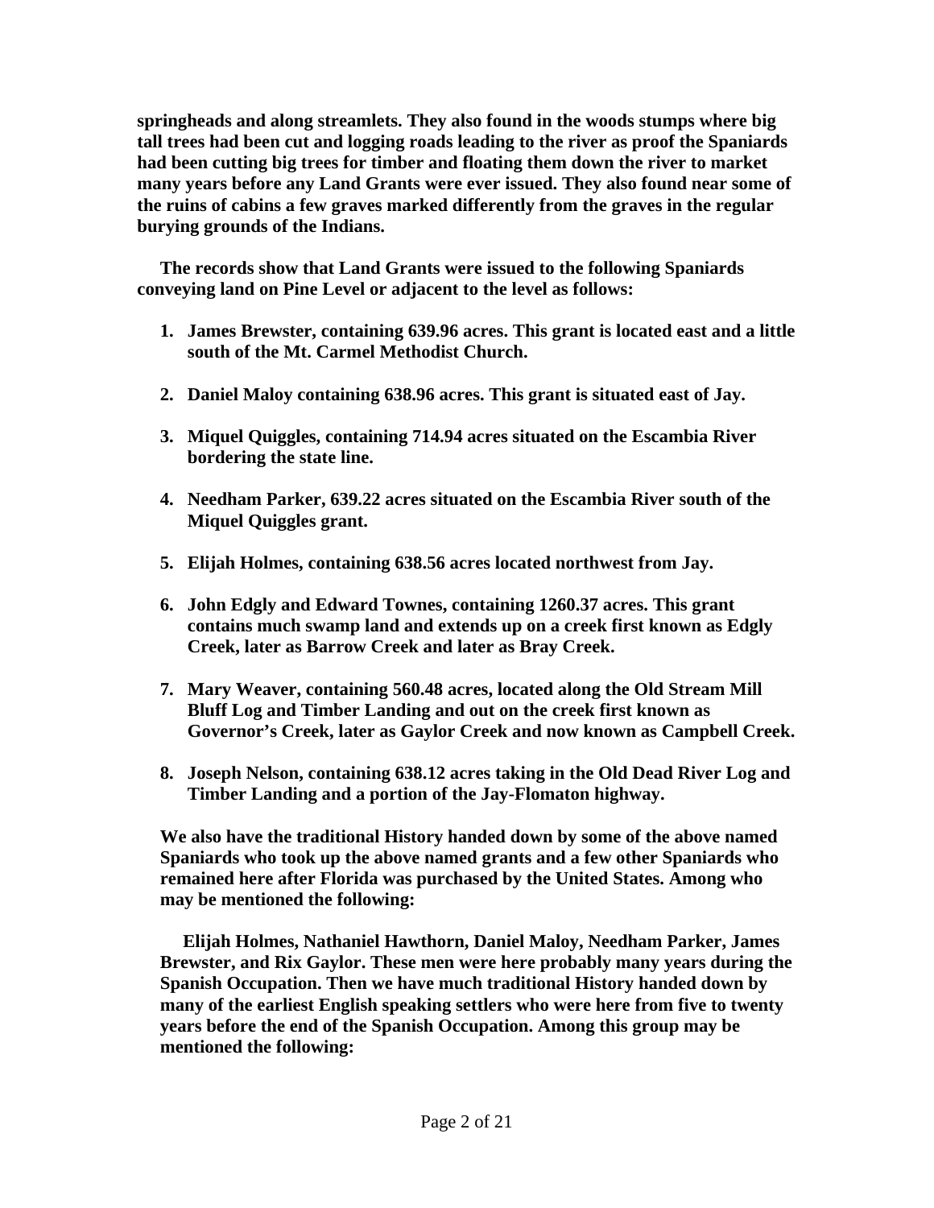**springheads and along streamlets. They also found in the woods stumps where big tall trees had been cut and logging roads leading to the river as proof the Spaniards had been cutting big trees for timber and floating them down the river to market many years before any Land Grants were ever issued. They also found near some of the ruins of cabins a few graves marked differently from the graves in the regular burying grounds of the Indians.**

**The records show that Land Grants were issued to the following Spaniards conveying land on Pine Level or adjacent to the level as follows:**

1. **James Brewster, containing 639.96 acres. This grant is located east and a little south of the Mt. Carmel Methodist Church.**

2. **Daniel Maloy containing 638.96 acres. This grant is situated east of Jay.**

3. **Miquel Quiggles, containing 714.94 acres situated on the Escambia River bordering the state line.**

4. **Needham Parker, 639.22 acres situated on the Escambia River south of the Miquel Quiggles grant.**

5. **Elijah Holmes, containing 638.56 acres located northwest from Jay.**

6. **John Edgly and Edward Townes, containing 1260.37 acres. This grant contains much swamp land and extends up on a creek first known as Edgly Creek, later as Barrow Creek and later as Bray Creek.**

7. **Mary Weaver, containing 560.48 acres, located along the Old Stream Mill Bluff Log and Timber Landing and out on the creek first known as Governor's Creek, later as Gaylor Creek and now known as Campbell Creek.**

8. **Joseph Nelson, containing 638.12 acres taking in the Old Dead River Log and Timber Landing and a portion of the Jay-Flomaton highway.**

**We also have the traditional History handed down by some of the above named Spaniards who took up the above named grants and a few other Spaniards who remained here after Florida was purchased by the United States. Among who may be mentioned the following:**

**Elijah Holmes, Nathaniel Hawthorn, Daniel Maloy, Needham Parker, James Brewster, and Rix Gaylor. These men were here probably many years during the Spanish Occupation. Then we have much traditional History handed down by many of the earliest English speaking settlers who were here from five to twenty years before the end of the Spanish Occupation. Among this group may be mentioned the following:**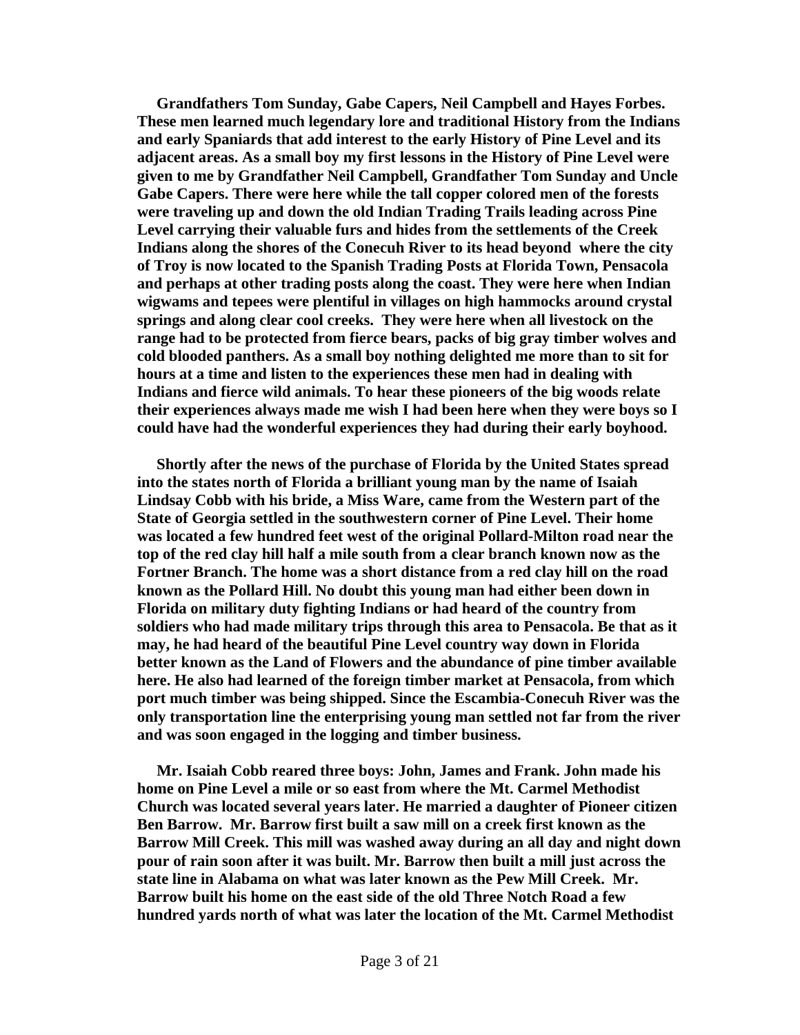**Grandfathers Tom Sunday, Gabe Capers, Neil Campbell and Hayes Forbes. These men learned much legendary lore and traditional History from the Indians and early Spaniards that add interest to the early History of Pine Level and its adjacent areas. As a small boy my first lessons in the History of Pine Level were given to me by Grandfather Neil Campbell, Grandfather Tom Sunday and Uncle Gabe Capers. There were here while the tall copper colored men of the forests were traveling up and down the old Indian Trading Trails leading across Pine Level carrying their valuable furs and hides from the settlements of the Creek Indians along the shores of the Conecuh River to its head beyond where the city of Troy is now located to the Spanish Trading Posts at Florida Town, Pensacola and perhaps at other trading posts along the coast. They were here when Indian wigwams and tepees were plentiful in villages on high hammocks around crystal springs and along clear cool creeks. They were here when all livestock on the range had to be protected from fierce bears, packs of big gray timber wolves and cold blooded panthers. As a small boy nothing delighted me more than to sit for hours at a time and listen to the experiences these men had in dealing with Indians and fierce wild animals. To hear these pioneers of the big woods relate their experiences always made me wish I had been here when they were boys so I could have had the wonderful experiences they had during their early boyhood.**

**Shortly after the news of the purchase of Florida by the United States spread into the states north of Florida a brilliant young man by the name of Isaiah Lindsay Cobb with his bride, a Miss Ware, came from the Western part of the State of Georgia settled in the southwestern corner of Pine Level. Their home was located a few hundred feet west of the original Pollard-Milton road near the top of the red clay hill half a mile south from a clear branch known now as the Fortner Branch. The home was a short distance from a red clay hill on the road known as the Pollard Hill. No doubt this young man had either been down in Florida on military duty fighting Indians or had heard of the country from soldiers who had made military trips through this area to Pensacola. Be that as it may, he had heard of the beautiful Pine Level country way down in Florida better known as the Land of Flowers and the abundance of pine timber available here. He also had learned of the foreign timber market at Pensacola, from which port much timber was being shipped. Since the Escambia-Conecuh River was the only transportation line the enterprising young man settled not far from the river and was soon engaged in the logging and timber business.**

**Mr. Isaiah Cobb reared three boys: John, James and Frank. John made his home on Pine Level a mile or so east from where the Mt. Carmel Methodist Church was located several years later. He married a daughter of Pioneer citizen Ben Barrow. Mr. Barrow first built a saw mill on a creek first known as the Barrow Mill Creek. This mill was washed away during an all day and night down pour of rain soon after it was built. Mr. Barrow then built a mill just across the state line in Alabama on what was later known as the Pew Mill Creek. Mr. Barrow built his home on the east side of the old Three Notch Road a few hundred yards north of what was later the location of the Mt. Carmel Methodist**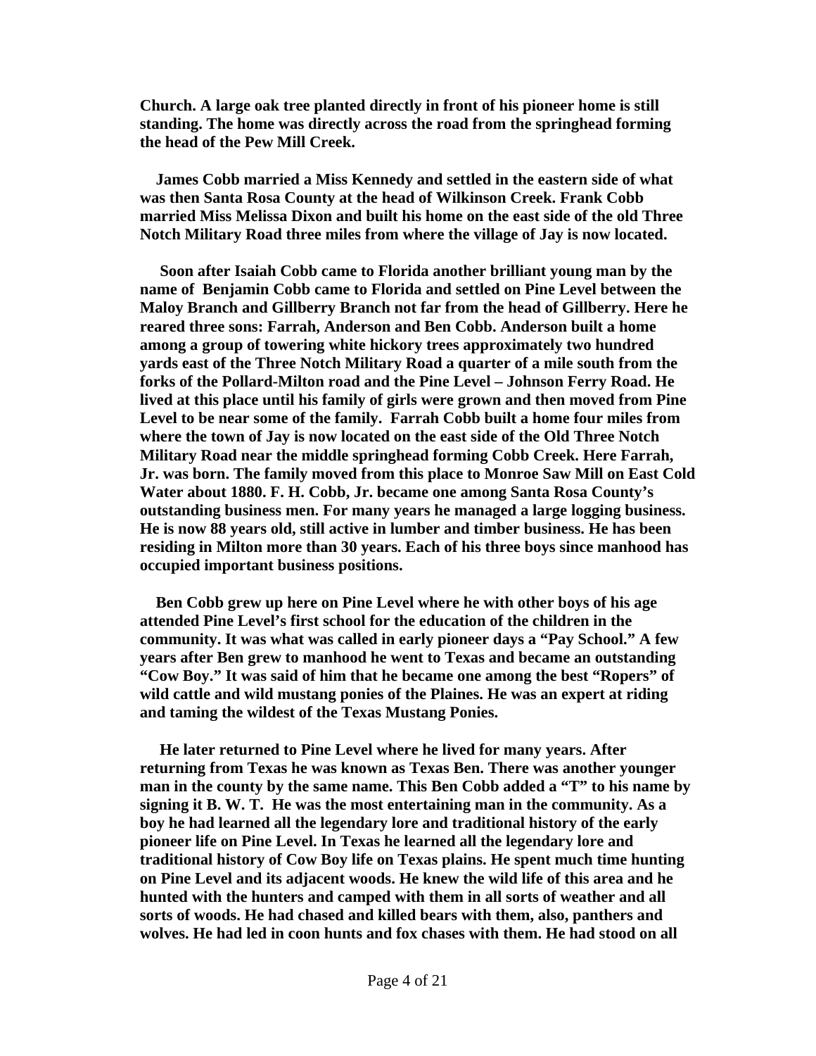**Church. A large oak tree planted directly in front of his pioneer home is still standing. The home was directly across the road from the springhead forming the head of the Pew Mill Creek.**

**James Cobb married a Miss Kennedy and settled in the eastern side of what was then Santa Rosa County at the head of Wilkinson Creek. Frank Cobb married Miss Melissa Dixon and built his home on the east side of the old Three Notch Military Road three miles from where the village of Jay is now located.**

**Soon after Isaiah Cobb came to Florida another brilliant young man by the name of Benjamin Cobb came to Florida and settled on Pine Level between the Maloy Branch and Gillberry Branch not far from the head of Gillberry. Here he reared three sons: Farrah, Anderson and Ben Cobb. Anderson built a home among a group of towering white hickory trees approximately two hundred yards east of the Three Notch Military Road a quarter of a mile south from the forks of the Pollard-Milton road and the Pine Level – Johnson Ferry Road. He lived at this place until his family of girls were grown and then moved from Pine Level to be near some of the family. Farrah Cobb built a home four miles from where the town of Jay is now located on the east side of the Old Three Notch Military Road near the middle springhead forming Cobb Creek. Here Farrah, Jr. was born. The family moved from this place to Monroe Saw Mill on East Cold Water about 1880. F. H. Cobb, Jr. became one among Santa Rosa County's outstanding business men. For many years he managed a large logging business. He is now 88 years old, still active in lumber and timber business. He has been residing in Milton more than 30 years. Each of his three boys since manhood has occupied important business positions.**

**Ben Cobb grew up here on Pine Level where he with other boys of his age attended Pine Level's first school for the education of the children in the community. It was what was called in early pioneer days a "Pay School." A few years after Ben grew to manhood he went to Texas and became an outstanding "Cow Boy." It was said of him that he became one among the best "Ropers" of wild cattle and wild mustang ponies of the Plaines. He was an expert at riding and taming the wildest of the Texas Mustang Ponies.**

**He later returned to Pine Level where he lived for many years. After returning from Texas he was known as Texas Ben. There was another younger man in the county by the same name. This Ben Cobb added a "T" to his name by signing it B. W. T. He was the most entertaining man in the community. As a boy he had learned all the legendary lore and traditional history of the early pioneer life on Pine Level. In Texas he learned all the legendary lore and traditional history of Cow Boy life on Texas plains. He spent much time hunting on Pine Level and its adjacent woods. He knew the wild life of this area and he hunted with the hunters and camped with them in all sorts of weather and all sorts of woods. He had chased and killed bears with them, also, panthers and wolves. He had led in coon hunts and fox chases with them. He had stood on all**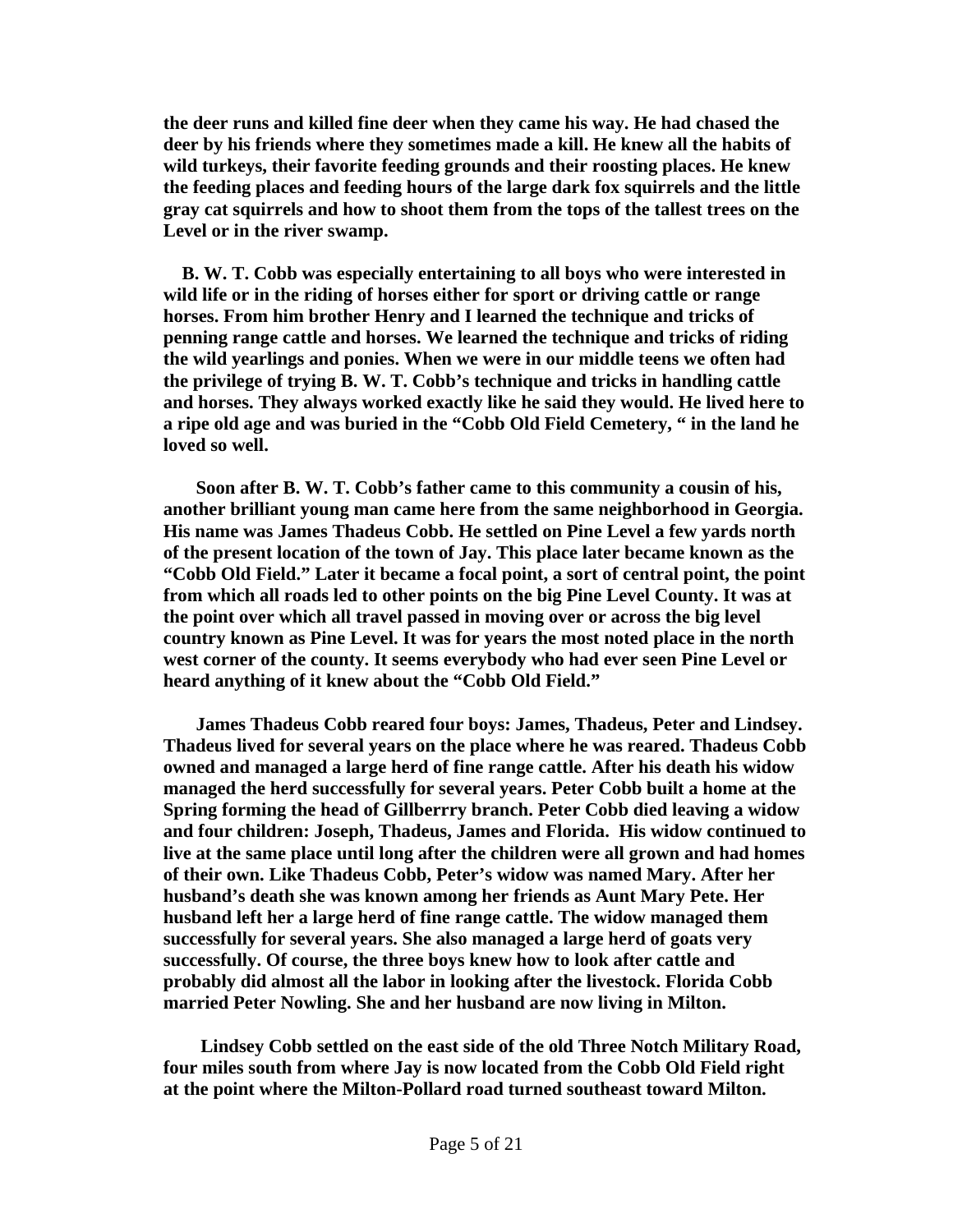**the deer runs and killed fine deer when they came his way. He had chased the deer by his friends where they sometimes made a kill. He knew all the habits of wild turkeys, their favorite feeding grounds and their roosting places. He knew the feeding places and feeding hours of the large dark fox squirrels and the little gray cat squirrels and how to shoot them from the tops of the tallest trees on the Level or in the river swamp.**

**B. W. T. Cobb was especially entertaining to all boys who were interested in wild life or in the riding of horses either for sport or driving cattle or range horses. From him brother Henry and I learned the technique and tricks of penning range cattle and horses. We learned the technique and tricks of riding the wild yearlings and ponies. When we were in our middle teens we often had the privilege of trying B. W. T. Cobb's technique and tricks in handling cattle and horses. They always worked exactly like he said they would. He lived here to a ripe old age and was buried in the "Cobb Old Field Cemetery, " in the land he loved so well.**

**Soon after B. W. T. Cobb's father came to this community a cousin of his, another brilliant young man came here from the same neighborhood in Georgia. His name was James Thadeus Cobb. He settled on Pine Level a few yards north of the present location of the town of Jay. This place later became known as the "Cobb Old Field." Later it became a focal point, a sort of central point, the point from which all roads led to other points on the big Pine Level County. It was at the point over which all travel passed in moving over or across the big level country known as Pine Level. It was for years the most noted place in the north west corner of the county. It seems everybody who had ever seen Pine Level or heard anything of it knew about the "Cobb Old Field."**

**James Thadeus Cobb reared four boys: James, Thadeus, Peter and Lindsey. Thadeus lived for several years on the place where he was reared. Thadeus Cobb owned and managed a large herd of fine range cattle. After his death his widow managed the herd successfully for several years. Peter Cobb built a home at the Spring forming the head of Gillberrry branch. Peter Cobb died leaving a widow and four children: Joseph, Thadeus, James and Florida. His widow continued to live at the same place until long after the children were all grown and had homes of their own. Like Thadeus Cobb, Peter's widow was named Mary. After her husband's death she was known among her friends as Aunt Mary Pete. Her husband left her a large herd of fine range cattle. The widow managed them successfully for several years. She also managed a large herd of goats very successfully. Of course, the three boys knew how to look after cattle and probably did almost all the labor in looking after the livestock. Florida Cobb married Peter Nowling. She and her husband are now living in Milton.**

**Lindsey Cobb settled on the east side of the old Three Notch Military Road, four miles south from where Jay is now located from the Cobb Old Field right at the point where the Milton-Pollard road turned southeast toward Milton.**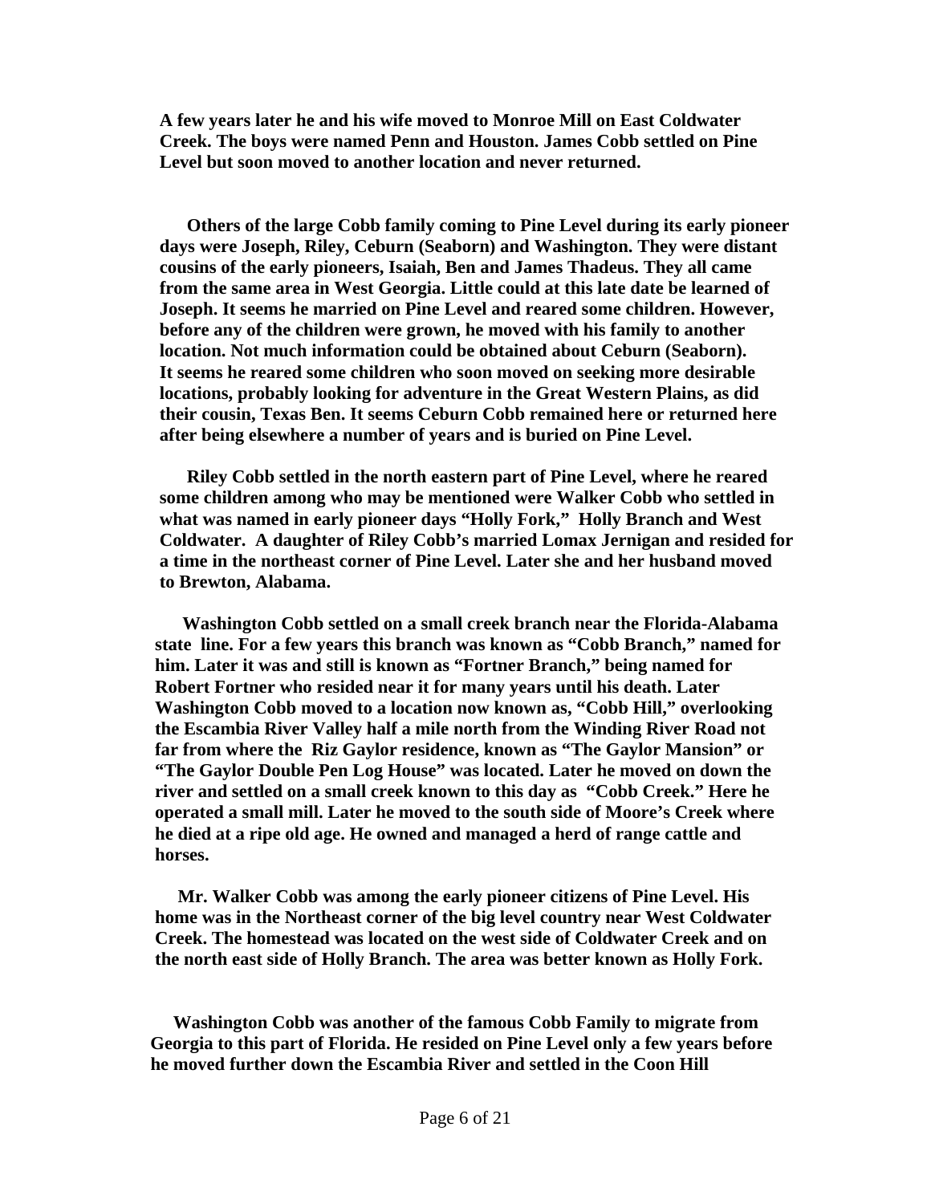**A few years later he and his wife moved to Monroe Mill on East Coldwater Creek. The boys were named Penn and Houston. James Cobb settled on Pine Level but soon moved to another location and never returned.**

**Others of the large Cobb family coming to Pine Level during its early pioneer days were Joseph, Riley, Ceburn (Seaborn) and Washington. They were distant cousins of the early pioneers, Isaiah, Ben and James Thadeus. They all came from the same area in West Georgia. Little could at this late date be learned of Joseph. It seems he married on Pine Level and reared some children. However, before any of the children were grown, he moved with his family to another location. Not much information could be obtained about Ceburn (Seaborn). It seems he reared some children who soon moved on seeking more desirable locations, probably looking for adventure in the Great Western Plains, as did their cousin, Texas Ben. It seems Ceburn Cobb remained here or returned here after being elsewhere a number of years and is buried on Pine Level.**

**Riley Cobb settled in the north eastern part of Pine Level, where he reared some children among who may be mentioned were Walker Cobb who settled in what was named in early pioneer days "Holly Fork," Holly Branch and West Coldwater. A daughter of Riley Cobb's married Lomax Jernigan and resided for a time in the northeast corner of Pine Level. Later she and her husband moved to Brewton, Alabama.**

**Washington Cobb settled on a small creek branch near the Florida-Alabama state line. For a few years this branch was known as "Cobb Branch," named for him. Later it was and still is known as "Fortner Branch," being named for Robert Fortner who resided near it for many years until his death. Later Washington Cobb moved to a location now known as, "Cobb Hill," overlooking the Escambia River Valley half a mile north from the Winding River Road not far from where the Riz Gaylor residence, known as "The Gaylor Mansion" or "The Gaylor Double Pen Log House" was located. Later he moved on down the river and settled on a small creek known to this day as "Cobb Creek." Here he operated a small mill. Later he moved to the south side of Moore's Creek where he died at a ripe old age. He owned and managed a herd of range cattle and horses.**

**Mr. Walker Cobb was among the early pioneer citizens of Pine Level. His home was in the Northeast corner of the big level country near West Coldwater Creek. The homestead was located on the west side of Coldwater Creek and on the north east side of Holly Branch. The area was better known as Holly Fork.**

**Washington Cobb was another of the famous Cobb Family to migrate from Georgia to this part of Florida. He resided on Pine Level only a few years before he moved further down the Escambia River and settled in the Coon Hill**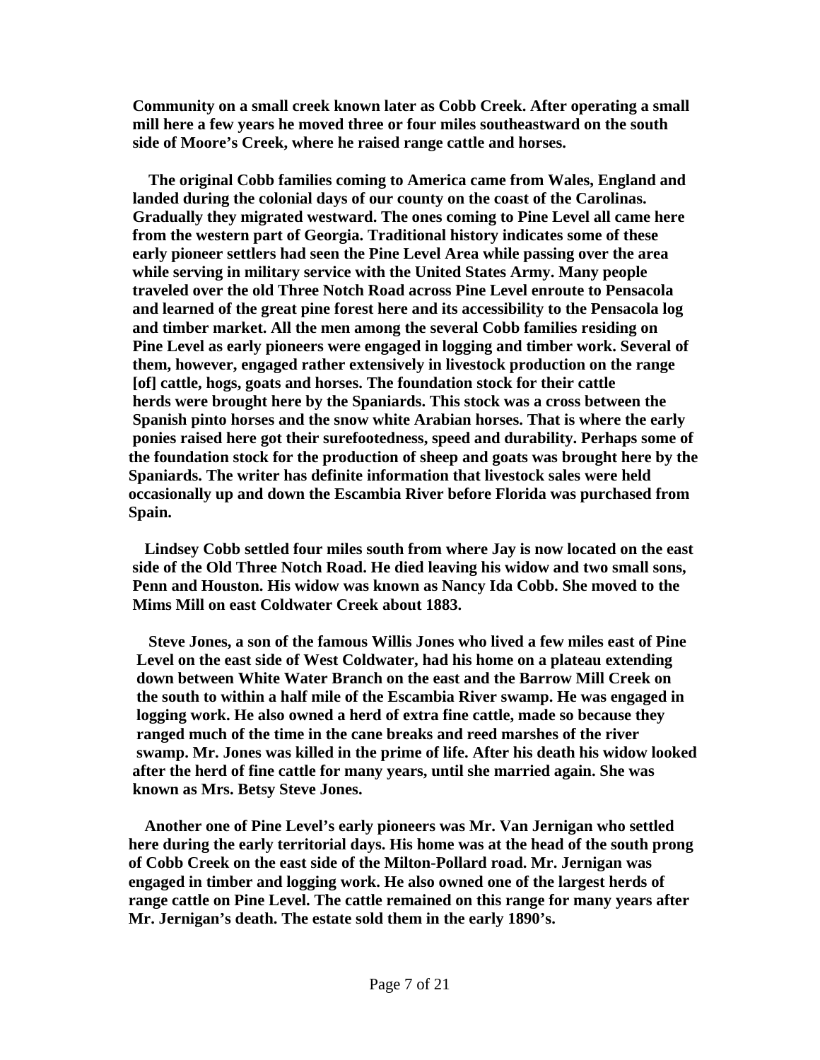**Community on a small creek known later as Cobb Creek. After operating a small mill here a few years he moved three or four miles southeastward on the south side of Moore's Creek, where he raised range cattle and horses.**

**The original Cobb families coming to America came from Wales, England and landed during the colonial days of our county on the coast of the Carolinas. Gradually they migrated westward. The ones coming to Pine Level all came here from the western part of Georgia. Traditional history indicates some of these early pioneer settlers had seen the Pine Level Area while passing over the area while serving in military service with the United States Army. Many people traveled over the old Three Notch Road across Pine Level enroute to Pensacola and learned of the great pine forest here and its accessibility to the Pensacola log and timber market. All the men among the several Cobb families residing on Pine Level as early pioneers were engaged in logging and timber work. Several of them, however, engaged rather extensively in livestock production on the range [of] cattle, hogs, goats and horses. The foundation stock for their cattle herds were brought here by the Spaniards. This stock was a cross between the Spanish pinto horses and the snow white Arabian horses. That is where the early ponies raised here got their surefootedness, speed and durability. Perhaps some of the foundation stock for the production of sheep and goats was brought here by the Spaniards. The writer has definite information that livestock sales were held occasionally up and down the Escambia River before Florida was purchased from Spain.**

**Lindsey Cobb settled four miles south from where Jay is now located on the east side of the Old Three Notch Road. He died leaving his widow and two small sons, Penn and Houston. His widow was known as Nancy Ida Cobb. She moved to the Mims Mill on east Coldwater Creek about 1883.**

**Steve Jones, a son of the famous Willis Jones who lived a few miles east of Pine Level on the east side of West Coldwater, had his home on a plateau extending down between White Water Branch on the east and the Barrow Mill Creek on the south to within a half mile of the Escambia River swamp. He was engaged in logging work. He also owned a herd of extra fine cattle, made so because they ranged much of the time in the cane breaks and reed marshes of the river swamp. Mr. Jones was killed in the prime of life. After his death his widow looked after the herd of fine cattle for many years, until she married again. She was known as Mrs. Betsy Steve Jones.**

**Another one of Pine Level's early pioneers was Mr. Van Jernigan who settled here during the early territorial days. His home was at the head of the south prong of Cobb Creek on the east side of the Milton-Pollard road. Mr. Jernigan was engaged in timber and logging work. He also owned one of the largest herds of range cattle on Pine Level. The cattle remained on this range for many years after Mr. Jernigan's death. The estate sold them in the early 1890's.**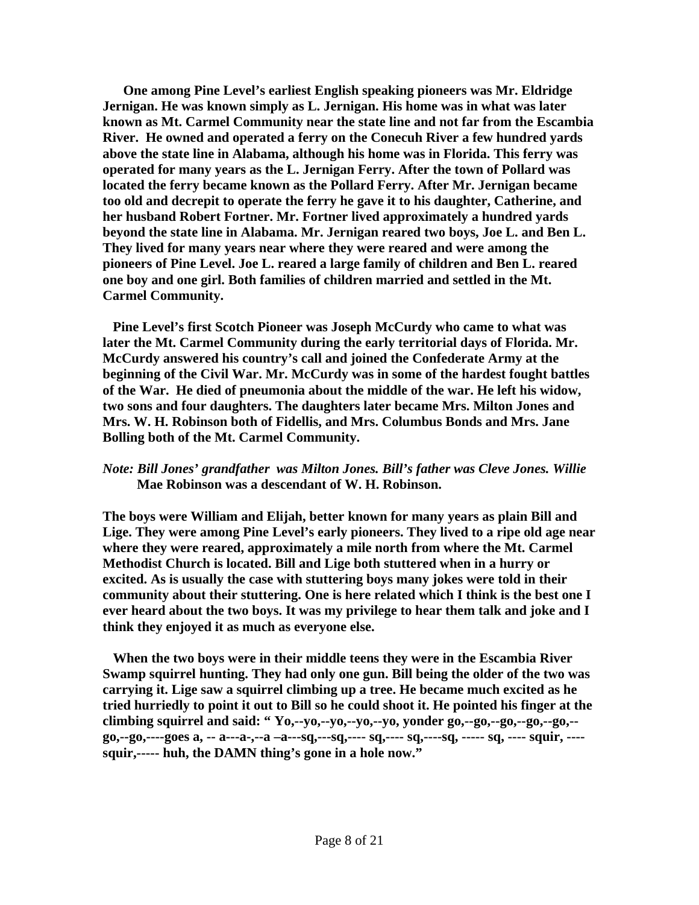**One among Pine Level's earliest English speaking pioneers was Mr. Eldridge Jernigan. He was known simply as L. Jernigan. His home was in what was later known as Mt. Carmel Community near the state line and not far from the Escambia River. He owned and operated a ferry on the Conecuh River a few hundred yards above the state line in Alabama, although his home was in Florida. This ferry was operated for many years as the L. Jernigan Ferry. After the town of Pollard was located the ferry became known as the Pollard Ferry. After Mr. Jernigan became too old and decrepit to operate the ferry he gave it to his daughter, Catherine, and her husband Robert Fortner. Mr. Fortner lived approximately a hundred yards beyond the state line in Alabama. Mr. Jernigan reared two boys, Joe L. and Ben L. They lived for many years near where they were reared and were among the pioneers of Pine Level. Joe L. reared a large family of children and Ben L. reared one boy and one girl. Both families of children married and settled in the Mt. Carmel Community.**

**Pine Level's first Scotch Pioneer was Joseph McCurdy who came to what was later the Mt. Carmel Community during the early territorial days of Florida. Mr. McCurdy answered his country's call and joined the Confederate Army at the beginning of the Civil War. Mr. McCurdy was in some of the hardest fought battles of the War. He died of pneumonia about the middle of the war. He left his widow, two sons and four daughters. The daughters later became Mrs. Milton Jones and Mrs. W. H. Robinson both of Fidellis, and Mrs. Columbus Bonds and Mrs. Jane Bolling both of the Mt. Carmel Community.**

*Note: Bill Jones' grandfather was Milton Jones. Bill's father was Cleve Jones. Willie* **Mae Robinson was a descendant of W. H. Robinson.**

**The boys were William and Elijah, better known for many years as plain Bill and Lige. They were among Pine Level's early pioneers. They lived to a ripe old age near where they were reared, approximately a mile north from where the Mt. Carmel Methodist Church is located. Bill and Lige both stuttered when in a hurry or excited. As is usually the case with stuttering boys many jokes were told in their community about their stuttering. One is here related which I think is the best one I ever heard about the two boys. It was my privilege to hear them talk and joke and I think they enjoyed it as much as everyone else.**

**When the two boys were in their middle teens they were in the Escambia River Swamp squirrel hunting. They had only one gun. Bill being the older of the two was carrying it. Lige saw a squirrel climbing up a tree. He became much excited as he tried hurriedly to point it out to Bill so he could shoot it. He pointed his finger at the climbing squirrel and said: " Yo,--yo,--yo,--yo,--yo, yonder go,--go,--go,--go,--go,--go,--go,----goes a, -- a---a-,--a –a---sq,---sq,---- sq,---- sq,----sq, ----- sq, ---- squir, ----squir,----- huh, the DAMN thing's gone in a hole now."**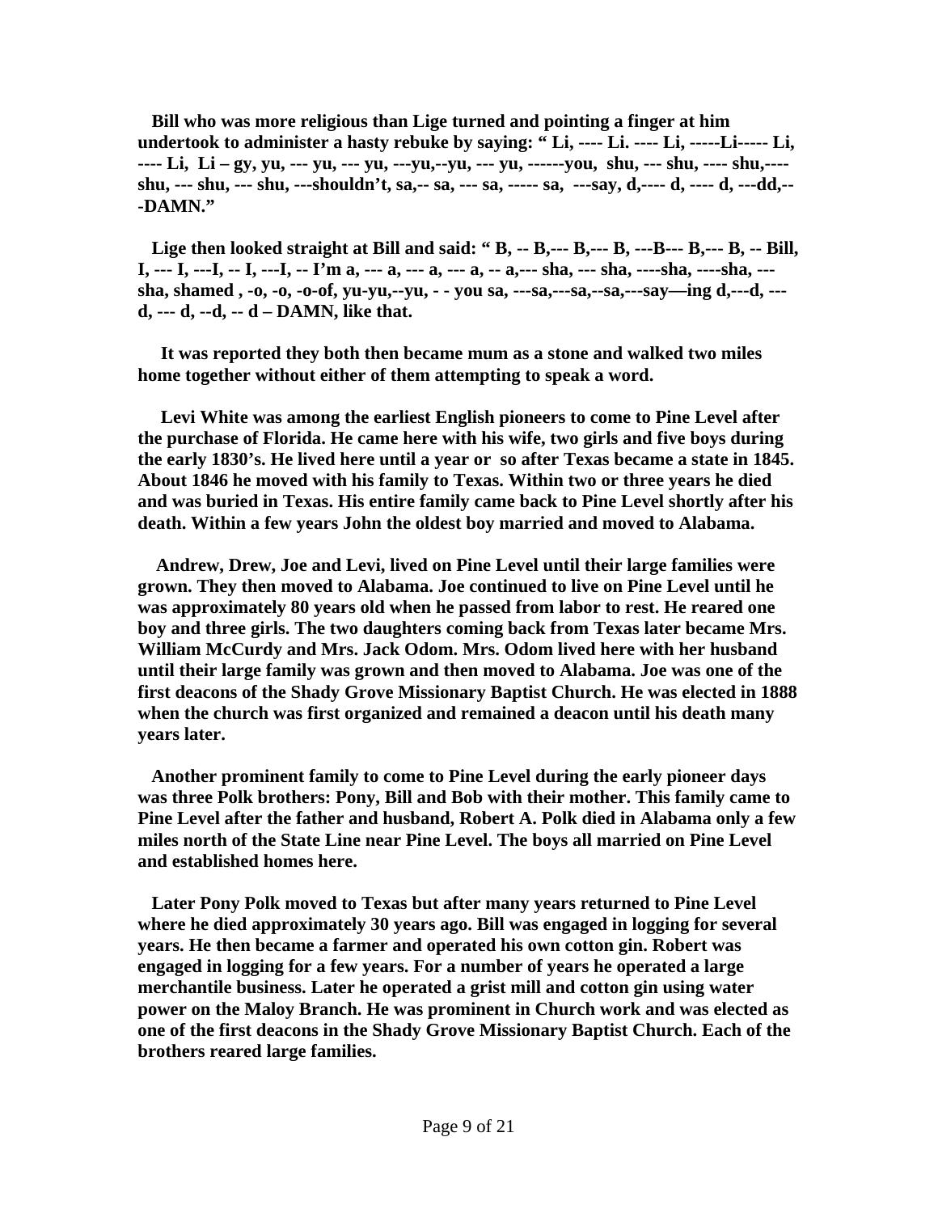**Bill who was more religious than Lige turned and pointing a finger at him undertook to administer a hasty rebuke by saying: " Li, ---- Li. ---- Li, -----Li----- Li, ---- Li, Li – gy, yu, --- yu, --- yu, ---yu,--yu, --- yu, ------you, shu, --- shu, ---- shu,---- shu, --- shu, --- shu, ---shouldn't, sa,-- sa, --- sa, ----- sa, ---say, d,---- d, ---- d, ---dd,---DAMN."**

**Lige then looked straight at Bill and said: " B, -- B,--- B,--- B, ---B--- B,--- B, -- Bill, I, --- I, ---I, -- I, ---I, -- I'm a, --- a, --- a, --- a, -- a,--- sha, --- sha, ----sha, ----sha, ---sha, shamed , -o, -o, -o-of, yu-yu,--yu, - - you sa, ---sa,---sa,--sa,---say—ing d,---d, ---d, --- d, --d, -- d – DAMN, like that.**

**It was reported they both then became mum as a stone and walked two miles home together without either of them attempting to speak a word.**

**Levi White was among the earliest English pioneers to come to Pine Level after the purchase of Florida. He came here with his wife, two girls and five boys during the early 1830's. He lived here until a year or so after Texas became a state in 1845. About 1846 he moved with his family to Texas. Within two or three years he died and was buried in Texas. His entire family came back to Pine Level shortly after his death. Within a few years John the oldest boy married and moved to Alabama.**

**Andrew, Drew, Joe and Levi, lived on Pine Level until their large families were grown. They then moved to Alabama. Joe continued to live on Pine Level until he was approximately 80 years old when he passed from labor to rest. He reared one boy and three girls. The two daughters coming back from Texas later became Mrs. William McCurdy and Mrs. Jack Odom. Mrs. Odom lived here with her husband until their large family was grown and then moved to Alabama. Joe was one of the first deacons of the Shady Grove Missionary Baptist Church. He was elected in 1888 when the church was first organized and remained a deacon until his death many years later.**

**Another prominent family to come to Pine Level during the early pioneer days was three Polk brothers: Pony, Bill and Bob with their mother. This family came to Pine Level after the father and husband, Robert A. Polk died in Alabama only a few miles north of the State Line near Pine Level. The boys all married on Pine Level and established homes here.**

**Later Pony Polk moved to Texas but after many years returned to Pine Level where he died approximately 30 years ago. Bill was engaged in logging for several years. He then became a farmer and operated his own cotton gin. Robert was engaged in logging for a few years. For a number of years he operated a large merchantile business. Later he operated a grist mill and cotton gin using water power on the Maloy Branch. He was prominent in Church work and was elected as one of the first deacons in the Shady Grove Missionary Baptist Church. Each of the brothers reared large families.**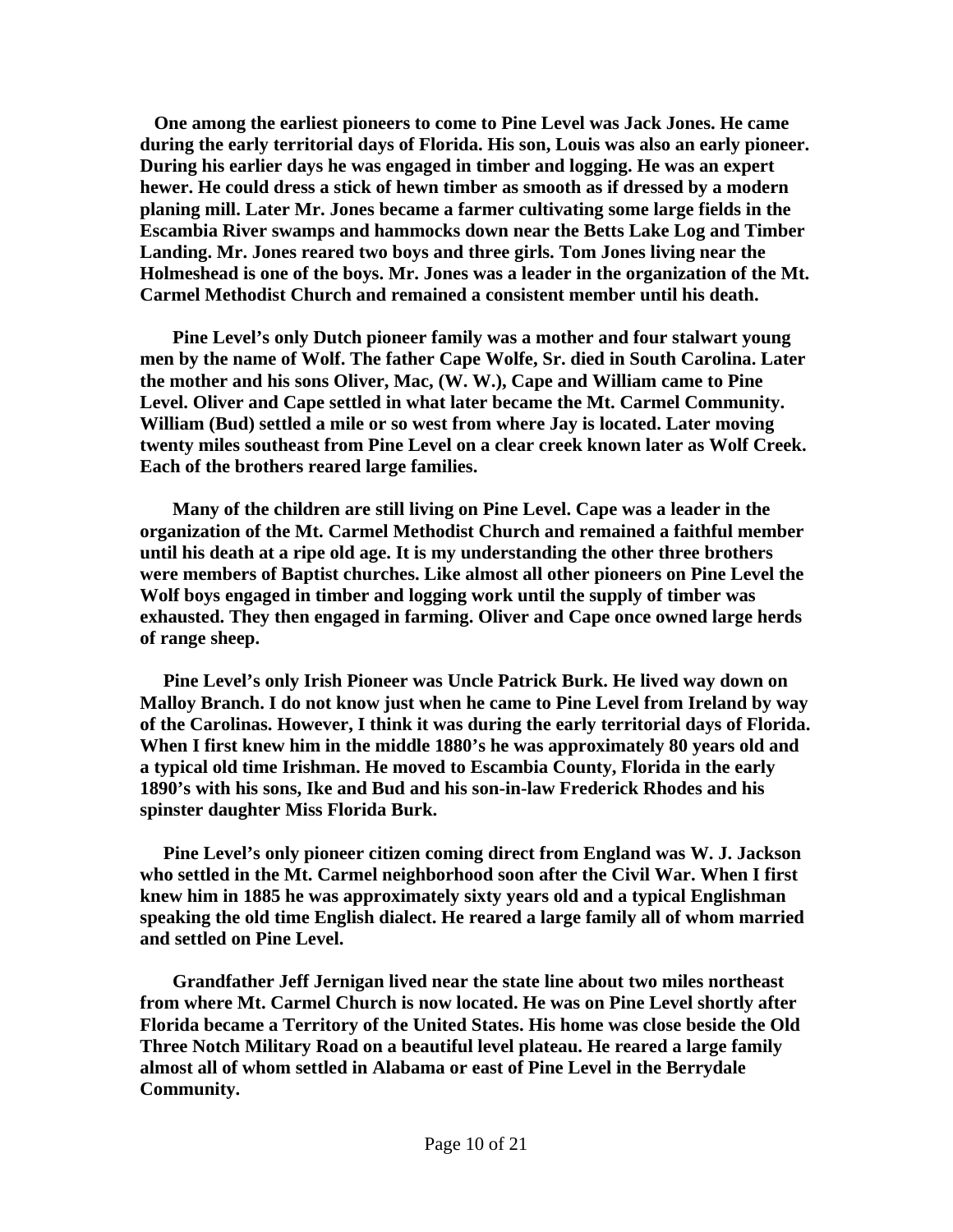**One among the earliest pioneers to come to Pine Level was Jack Jones. He came during the early territorial days of Florida. His son, Louis was also an early pioneer. During his earlier days he was engaged in timber and logging. He was an expert hewer. He could dress a stick of hewn timber as smooth as if dressed by a modern planing mill. Later Mr. Jones became a farmer cultivating some large fields in the Escambia River swamps and hammocks down near the Betts Lake Log and Timber Landing. Mr. Jones reared two boys and three girls. Tom Jones living near the Holmeshead is one of the boys. Mr. Jones was a leader in the organization of the Mt. Carmel Methodist Church and remained a consistent member until his death.**

**Pine Level's only Dutch pioneer family was a mother and four stalwart young men by the name of Wolf. The father Cape Wolfe, Sr. died in South Carolina. Later the mother and his sons Oliver, Mac, (W. W.), Cape and William came to Pine Level. Oliver and Cape settled in what later became the Mt. Carmel Community. William (Bud) settled a mile or so west from where Jay is located. Later moving twenty miles southeast from Pine Level on a clear creek known later as Wolf Creek. Each of the brothers reared large families.**

**Many of the children are still living on Pine Level. Cape was a leader in the organization of the Mt. Carmel Methodist Church and remained a faithful member until his death at a ripe old age. It is my understanding the other three brothers were members of Baptist churches. Like almost all other pioneers on Pine Level the Wolf boys engaged in timber and logging work until the supply of timber was exhausted. They then engaged in farming. Oliver and Cape once owned large herds of range sheep.**

**Pine Level's only Irish Pioneer was Uncle Patrick Burk. He lived way down on Malloy Branch. I do not know just when he came to Pine Level from Ireland by way of the Carolinas. However, I think it was during the early territorial days of Florida. When I first knew him in the middle 1880's he was approximately 80 years old and a typical old time Irishman. He moved to Escambia County, Florida in the early 1890's with his sons, Ike and Bud and his son-in-law Frederick Rhodes and his spinster daughter Miss Florida Burk.**

**Pine Level's only pioneer citizen coming direct from England was W. J. Jackson who settled in the Mt. Carmel neighborhood soon after the Civil War. When I first knew him in 1885 he was approximately sixty years old and a typical Englishman speaking the old time English dialect. He reared a large family all of whom married and settled on Pine Level.**

**Grandfather Jeff Jernigan lived near the state line about two miles northeast from where Mt. Carmel Church is now located. He was on Pine Level shortly after Florida became a Territory of the United States. His home was close beside the Old Three Notch Military Road on a beautiful level plateau. He reared a large family almost all of whom settled in Alabama or east of Pine Level in the Berrydale Community.**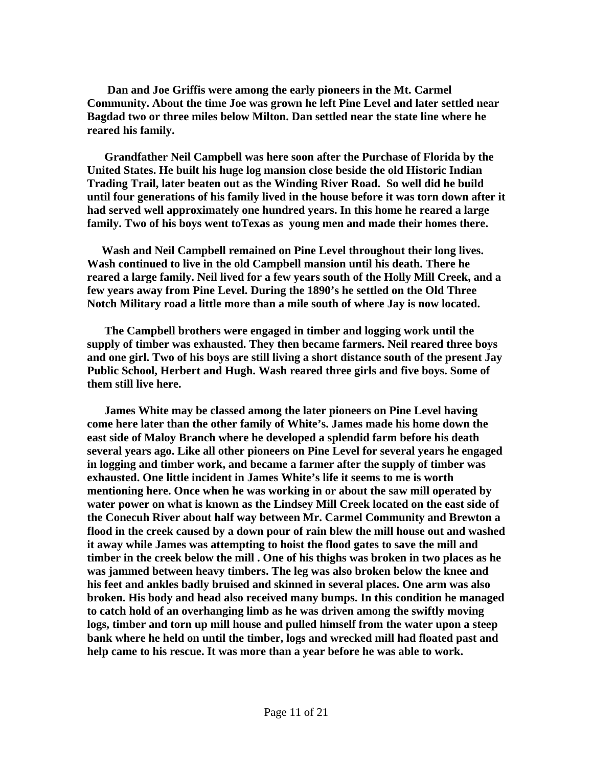**Dan and Joe Griffis were among the early pioneers in the Mt. Carmel Community. About the time Joe was grown he left Pine Level and later settled near Bagdad two or three miles below Milton. Dan settled near the state line where he reared his family.**

**Grandfather Neil Campbell was here soon after the Purchase of Florida by the United States. He built his huge log mansion close beside the old Historic Indian Trading Trail, later beaten out as the Winding River Road. So well did he build until four generations of his family lived in the house before it was torn down after it had served well approximately one hundred years. In this home he reared a large family. Two of his boys went toTexas as young men and made their homes there.**

**Wash and Neil Campbell remained on Pine Level throughout their long lives. Wash continued to live in the old Campbell mansion until his death. There he reared a large family. Neil lived for a few years south of the Holly Mill Creek, and a few years away from Pine Level. During the 1890's he settled on the Old Three Notch Military road a little more than a mile south of where Jay is now located.**

**The Campbell brothers were engaged in timber and logging work until the supply of timber was exhausted. They then became farmers. Neil reared three boys and one girl. Two of his boys are still living a short distance south of the present Jay Public School, Herbert and Hugh. Wash reared three girls and five boys. Some of them still live here.**

**James White may be classed among the later pioneers on Pine Level having come here later than the other family of White's. James made his home down the east side of Maloy Branch where he developed a splendid farm before his death several years ago. Like all other pioneers on Pine Level for several years he engaged in logging and timber work, and became a farmer after the supply of timber was exhausted. One little incident in James White's life it seems to me is worth mentioning here. Once when he was working in or about the saw mill operated by water power on what is known as the Lindsey Mill Creek located on the east side of the Conecuh River about half way between Mr. Carmel Community and Brewton a flood in the creek caused by a down pour of rain blew the mill house out and washed it away while James was attempting to hoist the flood gates to save the mill and timber in the creek below the mill . One of his thighs was broken in two places as he was jammed between heavy timbers. The leg was also broken below the knee and his feet and ankles badly bruised and skinned in several places. One arm was also broken. His body and head also received many bumps. In this condition he managed to catch hold of an overhanging limb as he was driven among the swiftly moving logs, timber and torn up mill house and pulled himself from the water upon a steep bank where he held on until the timber, logs and wrecked mill had floated past and help came to his rescue. It was more than a year before he was able to work.**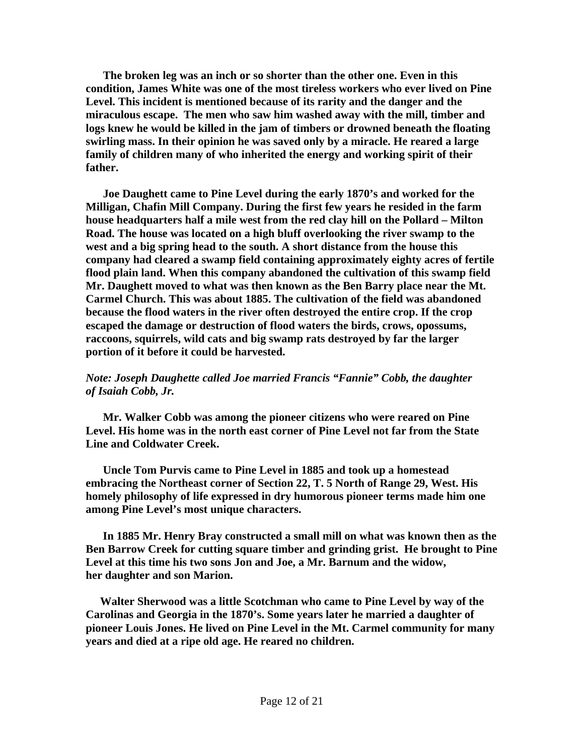**The broken leg was an inch or so shorter than the other one. Even in this condition, James White was one of the most tireless workers who ever lived on Pine Level. This incident is mentioned because of its rarity and the danger and the miraculous escape. The men who saw him washed away with the mill, timber and logs knew he would be killed in the jam of timbers or drowned beneath the floating swirling mass. In their opinion he was saved only by a miracle. He reared a large family of children many of who inherited the energy and working spirit of their father.**

**Joe Daughett came to Pine Level during the early 1870's and worked for the Milligan, Chafin Mill Company. During the first few years he resided in the farm house headquarters half a mile west from the red clay hill on the Pollard – Milton Road. The house was located on a high bluff overlooking the river swamp to the west and a big spring head to the south. A short distance from the house this company had cleared a swamp field containing approximately eighty acres of fertile flood plain land. When this company abandoned the cultivation of this swamp field Mr. Daughett moved to what was then known as the Ben Barry place near the Mt. Carmel Church. This was about 1885. The cultivation of the field was abandoned because the flood waters in the river often destroyed the entire crop. If the crop escaped the damage or destruction of flood waters the birds, crows, opossums, raccoons, squirrels, wild cats and big swamp rats destroyed by far the larger portion of it before it could be harvested.**

***Note: Joseph Daughette called Joe married Francis "Fannie" Cobb, the daughter of Isaiah Cobb, Jr.***

**Mr. Walker Cobb was among the pioneer citizens who were reared on Pine Level. His home was in the north east corner of Pine Level not far from the State Line and Coldwater Creek.**

**Uncle Tom Purvis came to Pine Level in 1885 and took up a homestead embracing the Northeast corner of Section 22, T. 5 North of Range 29, West. His homely philosophy of life expressed in dry humorous pioneer terms made him one among Pine Level's most unique characters.**

**In 1885 Mr. Henry Bray constructed a small mill on what was known then as the Ben Barrow Creek for cutting square timber and grinding grist. He brought to Pine Level at this time his two sons Jon and Joe, a Mr. Barnum and the widow, her daughter and son Marion.**

**Walter Sherwood was a little Scotchman who came to Pine Level by way of the Carolinas and Georgia in the 1870's. Some years later he married a daughter of pioneer Louis Jones. He lived on Pine Level in the Mt. Carmel community for many years and died at a ripe old age. He reared no children.**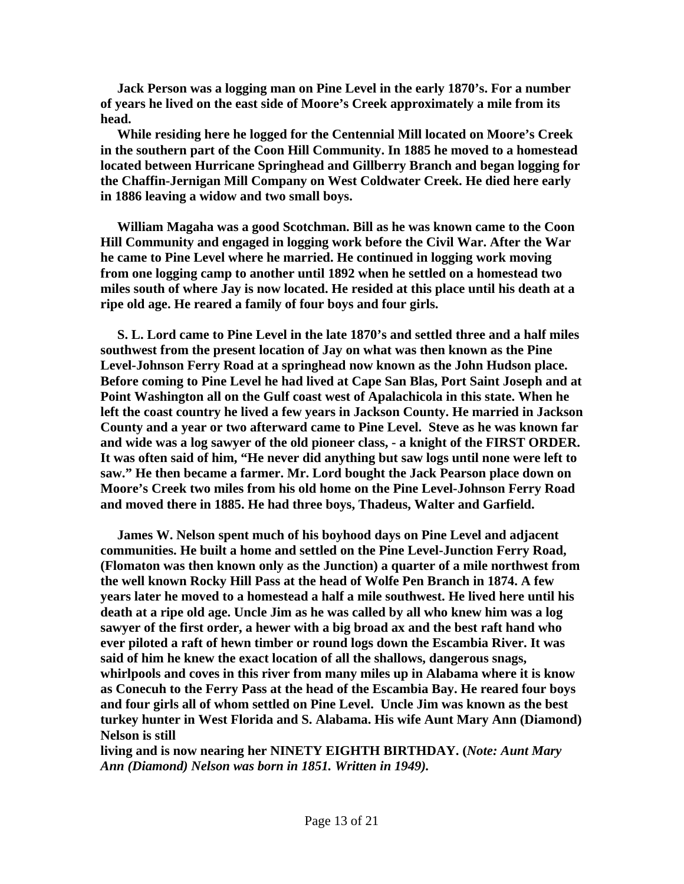**Jack Person was a logging man on Pine Level in the early 1870's. For a number of years he lived on the east side of Moore's Creek approximately a mile from its head.**

**While residing here he logged for the Centennial Mill located on Moore's Creek in the southern part of the Coon Hill Community. In 1885 he moved to a homestead located between Hurricane Springhead and Gillberry Branch and began logging for the Chaffin-Jernigan Mill Company on West Coldwater Creek. He died here early in 1886 leaving a widow and two small boys.**

**William Magaha was a good Scotchman. Bill as he was known came to the Coon Hill Community and engaged in logging work before the Civil War. After the War he came to Pine Level where he married. He continued in logging work moving from one logging camp to another until 1892 when he settled on a homestead two miles south of where Jay is now located. He resided at this place until his death at a ripe old age. He reared a family of four boys and four girls.**

**S. L. Lord came to Pine Level in the late 1870's and settled three and a half miles southwest from the present location of Jay on what was then known as the Pine Level-Johnson Ferry Road at a springhead now known as the John Hudson place. Before coming to Pine Level he had lived at Cape San Blas, Port Saint Joseph and at Point Washington all on the Gulf coast west of Apalachicola in this state. When he left the coast country he lived a few years in Jackson County. He married in Jackson County and a year or two afterward came to Pine Level. Steve as he was known far and wide was a log sawyer of the old pioneer class, - a knight of the FIRST ORDER. It was often said of him, "He never did anything but saw logs until none were left to saw." He then became a farmer. Mr. Lord bought the Jack Pearson place down on Moore's Creek two miles from his old home on the Pine Level-Johnson Ferry Road and moved there in 1885. He had three boys, Thadeus, Walter and Garfield.**

**James W. Nelson spent much of his boyhood days on Pine Level and adjacent communities. He built a home and settled on the Pine Level-Junction Ferry Road, (Flomaton was then known only as the Junction) a quarter of a mile northwest from the well known Rocky Hill Pass at the head of Wolfe Pen Branch in 1874. A few years later he moved to a homestead a half a mile southwest. He lived here until his death at a ripe old age. Uncle Jim as he was called by all who knew him was a log sawyer of the first order, a hewer with a big broad ax and the best raft hand who ever piloted a raft of hewn timber or round logs down the Escambia River. It was said of him he knew the exact location of all the shallows, dangerous snags, whirlpools and coves in this river from many miles up in Alabama where it is know as Conecuh to the Ferry Pass at the head of the Escambia Bay. He reared four boys and four girls all of whom settled on Pine Level. Uncle Jim was known as the best turkey hunter in West Florida and S. Alabama. His wife Aunt Mary Ann (Diamond) Nelson is still living and is now nearing her NINETY EIGHTH BIRTHDAY. (*Note: Aunt Mary Ann (Diamond) Nelson was born in 1851. Written in 1949).***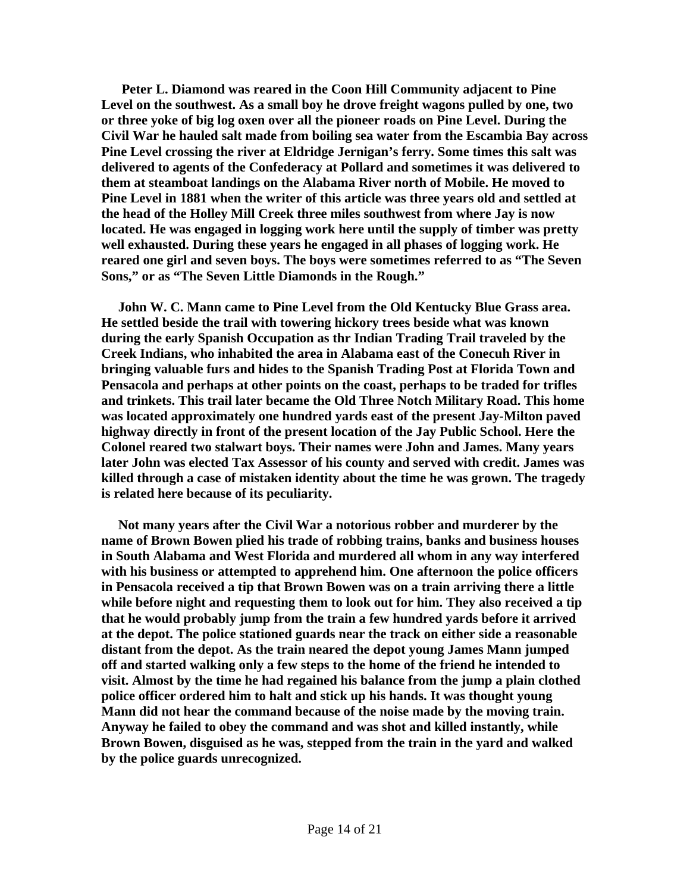**Peter L. Diamond was reared in the Coon Hill Community adjacent to Pine Level on the southwest. As a small boy he drove freight wagons pulled by one, two or three yoke of big log oxen over all the pioneer roads on Pine Level. During the Civil War he hauled salt made from boiling sea water from the Escambia Bay across Pine Level crossing the river at Eldridge Jernigan's ferry. Some times this salt was delivered to agents of the Confederacy at Pollard and sometimes it was delivered to them at steamboat landings on the Alabama River north of Mobile. He moved to Pine Level in 1881 when the writer of this article was three years old and settled at the head of the Holley Mill Creek three miles southwest from where Jay is now located. He was engaged in logging work here until the supply of timber was pretty well exhausted. During these years he engaged in all phases of logging work. He reared one girl and seven boys. The boys were sometimes referred to as "The Seven Sons," or as "The Seven Little Diamonds in the Rough."**

**John W. C. Mann came to Pine Level from the Old Kentucky Blue Grass area. He settled beside the trail with towering hickory trees beside what was known during the early Spanish Occupation as thr Indian Trading Trail traveled by the Creek Indians, who inhabited the area in Alabama east of the Conecuh River in bringing valuable furs and hides to the Spanish Trading Post at Florida Town and Pensacola and perhaps at other points on the coast, perhaps to be traded for trifles and trinkets. This trail later became the Old Three Notch Military Road. This home was located approximately one hundred yards east of the present Jay-Milton paved highway directly in front of the present location of the Jay Public School. Here the Colonel reared two stalwart boys. Their names were John and James. Many years later John was elected Tax Assessor of his county and served with credit. James was killed through a case of mistaken identity about the time he was grown. The tragedy is related here because of its peculiarity.**

**Not many years after the Civil War a notorious robber and murderer by the name of Brown Bowen plied his trade of robbing trains, banks and business houses in South Alabama and West Florida and murdered all whom in any way interfered with his business or attempted to apprehend him. One afternoon the police officers in Pensacola received a tip that Brown Bowen was on a train arriving there a little while before night and requesting them to look out for him. They also received a tip that he would probably jump from the train a few hundred yards before it arrived at the depot. The police stationed guards near the track on either side a reasonable distant from the depot. As the train neared the depot young James Mann jumped off and started walking only a few steps to the home of the friend he intended to visit. Almost by the time he had regained his balance from the jump a plain clothed police officer ordered him to halt and stick up his hands. It was thought young Mann did not hear the command because of the noise made by the moving train. Anyway he failed to obey the command and was shot and killed instantly, while Brown Bowen, disguised as he was, stepped from the train in the yard and walked by the police guards unrecognized.**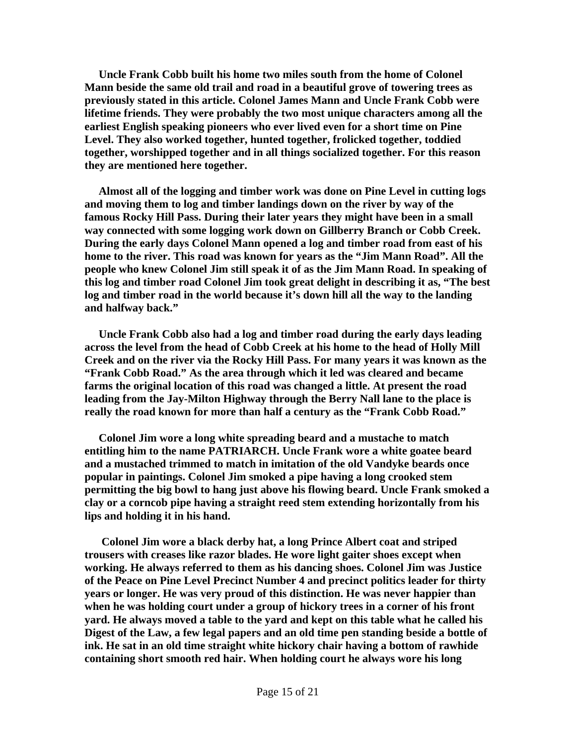**Uncle Frank Cobb built his home two miles south from the home of Colonel Mann beside the same old trail and road in a beautiful grove of towering trees as previously stated in this article. Colonel James Mann and Uncle Frank Cobb were lifetime friends. They were probably the two most unique characters among all the earliest English speaking pioneers who ever lived even for a short time on Pine Level. They also worked together, hunted together, frolicked together, toddied together, worshipped together and in all things socialized together. For this reason they are mentioned here together.**

**Almost all of the logging and timber work was done on Pine Level in cutting logs and moving them to log and timber landings down on the river by way of the famous Rocky Hill Pass. During their later years they might have been in a small way connected with some logging work down on Gillberry Branch or Cobb Creek. During the early days Colonel Mann opened a log and timber road from east of his home to the river. This road was known for years as the "Jim Mann Road". All the people who knew Colonel Jim still speak it of as the Jim Mann Road. In speaking of this log and timber road Colonel Jim took great delight in describing it as, "The best log and timber road in the world because it's down hill all the way to the landing and halfway back."**

**Uncle Frank Cobb also had a log and timber road during the early days leading across the level from the head of Cobb Creek at his home to the head of Holly Mill Creek and on the river via the Rocky Hill Pass. For many years it was known as the "Frank Cobb Road." As the area through which it led was cleared and became farms the original location of this road was changed a little. At present the road leading from the Jay-Milton Highway through the Berry Nall lane to the place is really the road known for more than half a century as the "Frank Cobb Road."**

**Colonel Jim wore a long white spreading beard and a mustache to match entitling him to the name PATRIARCH. Uncle Frank wore a white goatee beard and a mustached trimmed to match in imitation of the old Vandyke beards once popular in paintings. Colonel Jim smoked a pipe having a long crooked stem permitting the big bowl to hang just above his flowing beard. Uncle Frank smoked a clay or a corncob pipe having a straight reed stem extending horizontally from his lips and holding it in his hand.**

**Colonel Jim wore a black derby hat, a long Prince Albert coat and striped trousers with creases like razor blades. He wore light gaiter shoes except when working. He always referred to them as his dancing shoes. Colonel Jim was Justice of the Peace on Pine Level Precinct Number 4 and precinct politics leader for thirty years or longer. He was very proud of this distinction. He was never happier than when he was holding court under a group of hickory trees in a corner of his front yard. He always moved a table to the yard and kept on this table what he called his Digest of the Law, a few legal papers and an old time pen standing beside a bottle of ink. He sat in an old time straight white hickory chair having a bottom of rawhide containing short smooth red hair. When holding court he always wore his long**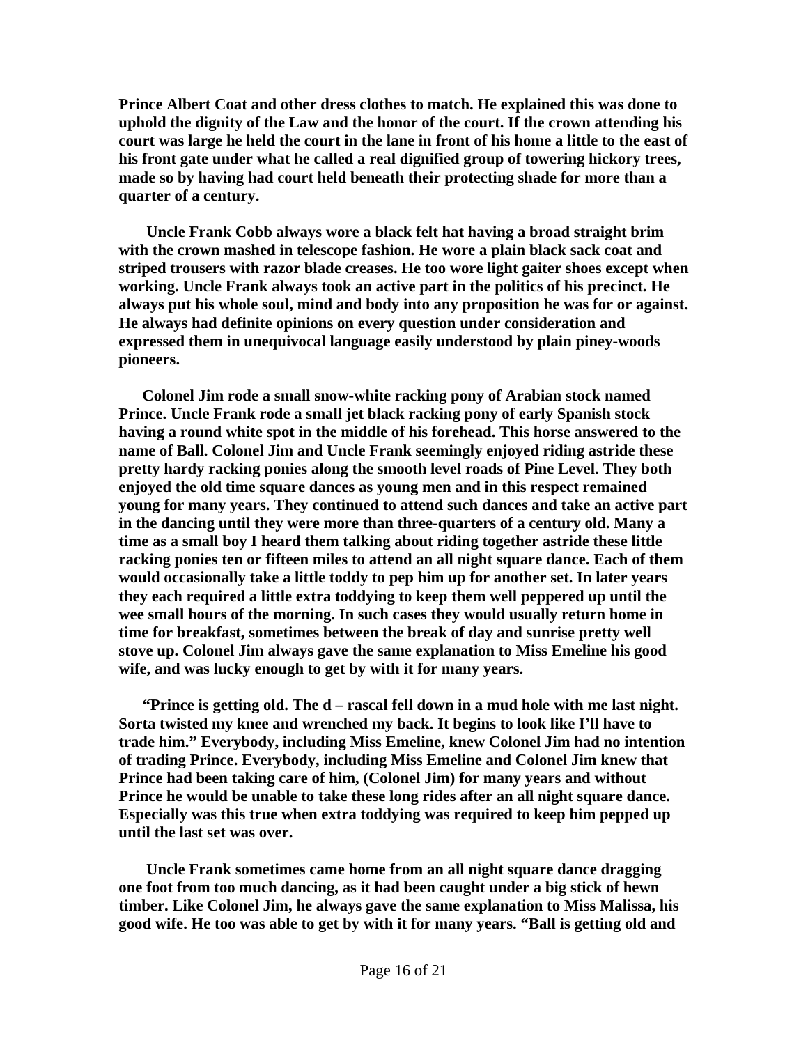**Prince Albert Coat and other dress clothes to match. He explained this was done to uphold the dignity of the Law and the honor of the court. If the crown attending his court was large he held the court in the lane in front of his home a little to the east of his front gate under what he called a real dignified group of towering hickory trees, made so by having had court held beneath their protecting shade for more than a quarter of a century.**

**Uncle Frank Cobb always wore a black felt hat having a broad straight brim with the crown mashed in telescope fashion. He wore a plain black sack coat and striped trousers with razor blade creases. He too wore light gaiter shoes except when working. Uncle Frank always took an active part in the politics of his precinct. He always put his whole soul, mind and body into any proposition he was for or against. He always had definite opinions on every question under consideration and expressed them in unequivocal language easily understood by plain piney-woods pioneers.**

**Colonel Jim rode a small snow-white racking pony of Arabian stock named Prince. Uncle Frank rode a small jet black racking pony of early Spanish stock having a round white spot in the middle of his forehead. This horse answered to the name of Ball. Colonel Jim and Uncle Frank seemingly enjoyed riding astride these pretty hardy racking ponies along the smooth level roads of Pine Level. They both enjoyed the old time square dances as young men and in this respect remained young for many years. They continued to attend such dances and take an active part in the dancing until they were more than three-quarters of a century old. Many a time as a small boy I heard them talking about riding together astride these little racking ponies ten or fifteen miles to attend an all night square dance. Each of them would occasionally take a little toddy to pep him up for another set. In later years they each required a little extra toddying to keep them well peppered up until the wee small hours of the morning. In such cases they would usually return home in time for breakfast, sometimes between the break of day and sunrise pretty well stove up. Colonel Jim always gave the same explanation to Miss Emeline his good wife, and was lucky enough to get by with it for many years.**

**"Prince is getting old. The d – rascal fell down in a mud hole with me last night. Sorta twisted my knee and wrenched my back. It begins to look like I'll have to trade him." Everybody, including Miss Emeline, knew Colonel Jim had no intention of trading Prince. Everybody, including Miss Emeline and Colonel Jim knew that Prince had been taking care of him, (Colonel Jim) for many years and without Prince he would be unable to take these long rides after an all night square dance. Especially was this true when extra toddying was required to keep him pepped up until the last set was over.**

**Uncle Frank sometimes came home from an all night square dance dragging one foot from too much dancing, as it had been caught under a big stick of hewn timber. Like Colonel Jim, he always gave the same explanation to Miss Malissa, his good wife. He too was able to get by with it for many years. "Ball is getting old and**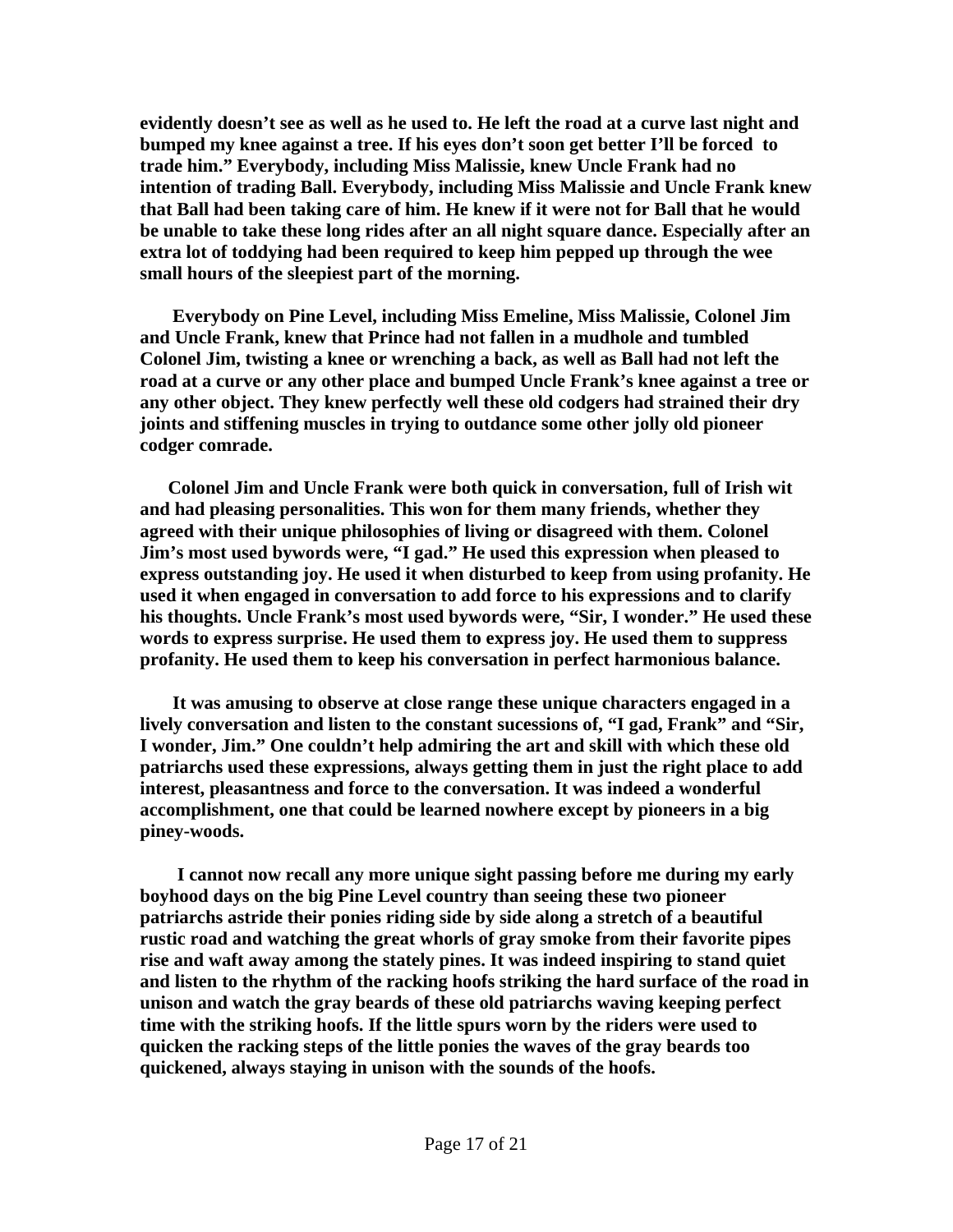**evidently doesn't see as well as he used to. He left the road at a curve last night and bumped my knee against a tree. If his eyes don't soon get better I'll be forced to trade him." Everybody, including Miss Malissie, knew Uncle Frank had no intention of trading Ball. Everybody, including Miss Malissie and Uncle Frank knew that Ball had been taking care of him. He knew if it were not for Ball that he would be unable to take these long rides after an all night square dance. Especially after an extra lot of toddying had been required to keep him pepped up through the wee small hours of the sleepiest part of the morning.**

**Everybody on Pine Level, including Miss Emeline, Miss Malissie, Colonel Jim and Uncle Frank, knew that Prince had not fallen in a mudhole and tumbled Colonel Jim, twisting a knee or wrenching a back, as well as Ball had not left the road at a curve or any other place and bumped Uncle Frank's knee against a tree or any other object. They knew perfectly well these old codgers had strained their dry joints and stiffening muscles in trying to outdance some other jolly old pioneer codger comrade.**

**Colonel Jim and Uncle Frank were both quick in conversation, full of Irish wit and had pleasing personalities. This won for them many friends, whether they agreed with their unique philosophies of living or disagreed with them. Colonel Jim's most used bywords were, "I gad." He used this expression when pleased to express outstanding joy. He used it when disturbed to keep from using profanity. He used it when engaged in conversation to add force to his expressions and to clarify his thoughts. Uncle Frank's most used bywords were, "Sir, I wonder." He used these words to express surprise. He used them to express joy. He used them to suppress profanity. He used them to keep his conversation in perfect harmonious balance.**

**It was amusing to observe at close range these unique characters engaged in a lively conversation and listen to the constant sucessions of, "I gad, Frank" and "Sir, I wonder, Jim." One couldn't help admiring the art and skill with which these old patriarchs used these expressions, always getting them in just the right place to add interest, pleasantness and force to the conversation. It was indeed a wonderful accomplishment, one that could be learned nowhere except by pioneers in a big piney-woods.**

**I cannot now recall any more unique sight passing before me during my early boyhood days on the big Pine Level country than seeing these two pioneer patriarchs astride their ponies riding side by side along a stretch of a beautiful rustic road and watching the great whorls of gray smoke from their favorite pipes rise and waft away among the stately pines. It was indeed inspiring to stand quiet and listen to the rhythm of the racking hoofs striking the hard surface of the road in unison and watch the gray beards of these old patriarchs waving keeping perfect time with the striking hoofs. If the little spurs worn by the riders were used to quicken the racking steps of the little ponies the waves of the gray beards too quickened, always staying in unison with the sounds of the hoofs.**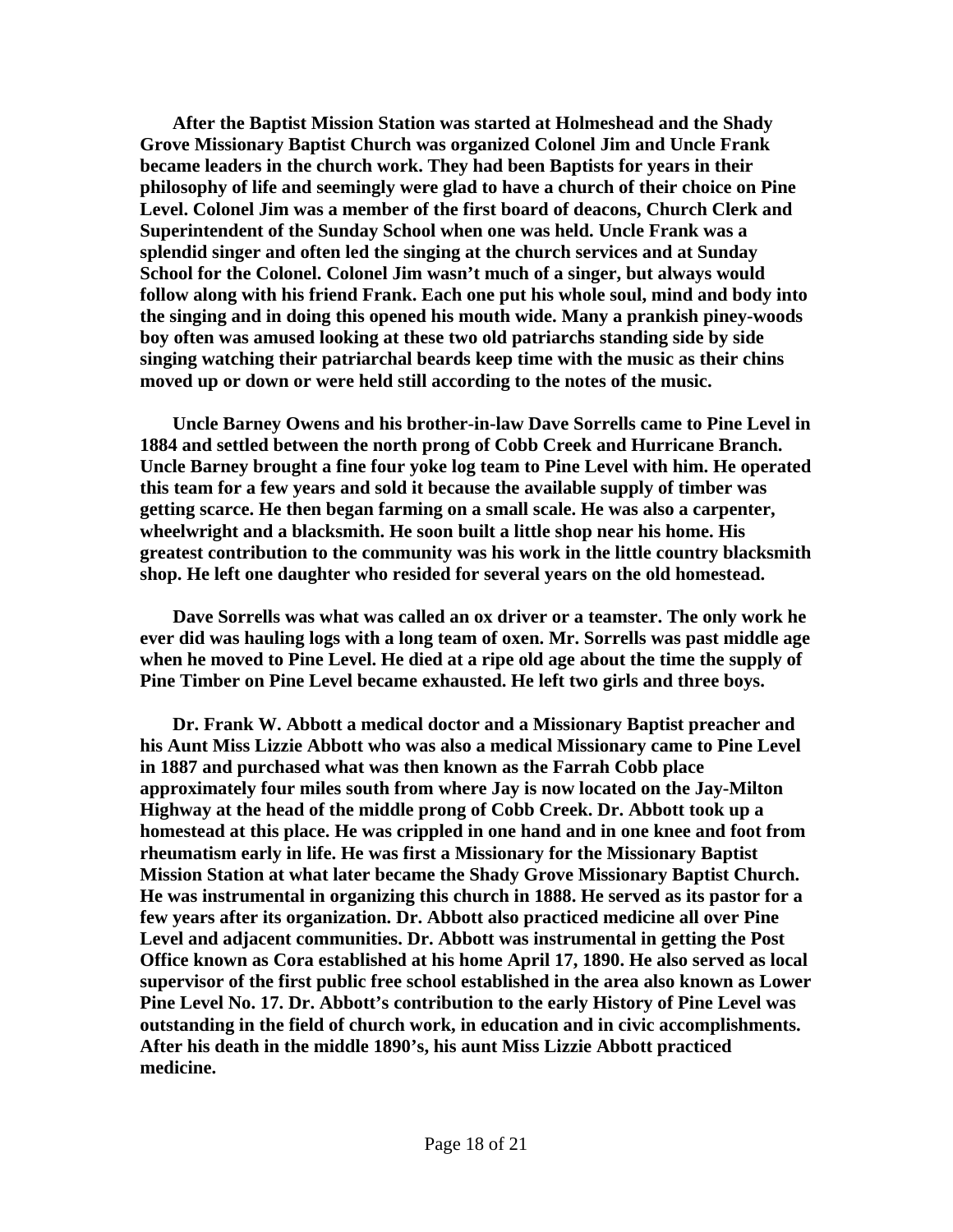**After the Baptist Mission Station was started at Holmeshead and the Shady Grove Missionary Baptist Church was organized Colonel Jim and Uncle Frank became leaders in the church work. They had been Baptists for years in their philosophy of life and seemingly were glad to have a church of their choice on Pine Level. Colonel Jim was a member of the first board of deacons, Church Clerk and Superintendent of the Sunday School when one was held. Uncle Frank was a splendid singer and often led the singing at the church services and at Sunday School for the Colonel. Colonel Jim wasn't much of a singer, but always would follow along with his friend Frank. Each one put his whole soul, mind and body into the singing and in doing this opened his mouth wide. Many a prankish piney-woods boy often was amused looking at these two old patriarchs standing side by side singing watching their patriarchal beards keep time with the music as their chins moved up or down or were held still according to the notes of the music.**

**Uncle Barney Owens and his brother-in-law Dave Sorrells came to Pine Level in 1884 and settled between the north prong of Cobb Creek and Hurricane Branch. Uncle Barney brought a fine four yoke log team to Pine Level with him. He operated this team for a few years and sold it because the available supply of timber was getting scarce. He then began farming on a small scale. He was also a carpenter, wheelwright and a blacksmith. He soon built a little shop near his home. His greatest contribution to the community was his work in the little country blacksmith shop. He left one daughter who resided for several years on the old homestead.**

**Dave Sorrells was what was called an ox driver or a teamster. The only work he ever did was hauling logs with a long team of oxen. Mr. Sorrells was past middle age when he moved to Pine Level. He died at a ripe old age about the time the supply of Pine Timber on Pine Level became exhausted. He left two girls and three boys.**

**Dr. Frank W. Abbott a medical doctor and a Missionary Baptist preacher and his Aunt Miss Lizzie Abbott who was also a medical Missionary came to Pine Level in 1887 and purchased what was then known as the Farrah Cobb place approximately four miles south from where Jay is now located on the Jay-Milton Highway at the head of the middle prong of Cobb Creek. Dr. Abbott took up a homestead at this place. He was crippled in one hand and in one knee and foot from rheumatism early in life. He was first a Missionary for the Missionary Baptist Mission Station at what later became the Shady Grove Missionary Baptist Church. He was instrumental in organizing this church in 1888. He served as its pastor for a few years after its organization. Dr. Abbott also practiced medicine all over Pine Level and adjacent communities. Dr. Abbott was instrumental in getting the Post Office known as Cora established at his home April 17, 1890. He also served as local supervisor of the first public free school established in the area also known as Lower Pine Level No. 17. Dr. Abbott's contribution to the early History of Pine Level was outstanding in the field of church work, in education and in civic accomplishments. After his death in the middle 1890's, his aunt Miss Lizzie Abbott practiced medicine.**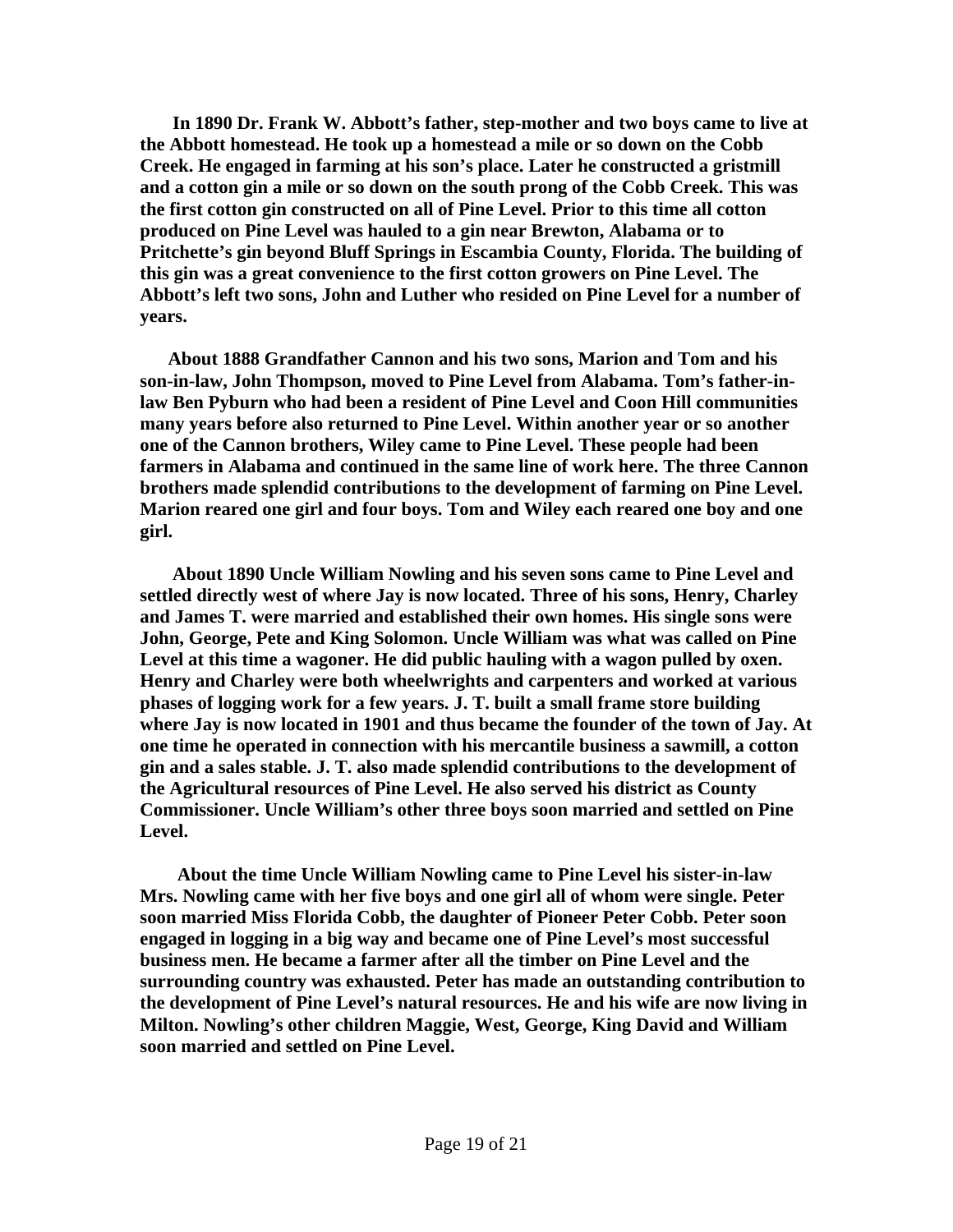**In 1890 Dr. Frank W. Abbott's father, step-mother and two boys came to live at the Abbott homestead. He took up a homestead a mile or so down on the Cobb Creek. He engaged in farming at his son's place. Later he constructed a gristmill and a cotton gin a mile or so down on the south prong of the Cobb Creek. This was the first cotton gin constructed on all of Pine Level. Prior to this time all cotton produced on Pine Level was hauled to a gin near Brewton, Alabama or to Pritchette's gin beyond Bluff Springs in Escambia County, Florida. The building of this gin was a great convenience to the first cotton growers on Pine Level. The Abbott's left two sons, John and Luther who resided on Pine Level for a number of years.**

**About 1888 Grandfather Cannon and his two sons, Marion and Tom and his son-in-law, John Thompson, moved to Pine Level from Alabama. Tom's father-in-law Ben Pyburn who had been a resident of Pine Level and Coon Hill communities many years before also returned to Pine Level. Within another year or so another one of the Cannon brothers, Wiley came to Pine Level. These people had been farmers in Alabama and continued in the same line of work here. The three Cannon brothers made splendid contributions to the development of farming on Pine Level. Marion reared one girl and four boys. Tom and Wiley each reared one boy and one girl.**

**About 1890 Uncle William Nowling and his seven sons came to Pine Level and settled directly west of where Jay is now located. Three of his sons, Henry, Charley and James T. were married and established their own homes. His single sons were John, George, Pete and King Solomon. Uncle William was what was called on Pine Level at this time a wagoner. He did public hauling with a wagon pulled by oxen. Henry and Charley were both wheelwrights and carpenters and worked at various phases of logging work for a few years. J. T. built a small frame store building where Jay is now located in 1901 and thus became the founder of the town of Jay. At one time he operated in connection with his mercantile business a sawmill, a cotton gin and a sales stable. J. T. also made splendid contributions to the development of the Agricultural resources of Pine Level. He also served his district as County Commissioner. Uncle William's other three boys soon married and settled on Pine Level.**

**About the time Uncle William Nowling came to Pine Level his sister-in-law Mrs. Nowling came with her five boys and one girl all of whom were single. Peter soon married Miss Florida Cobb, the daughter of Pioneer Peter Cobb. Peter soon engaged in logging in a big way and became one of Pine Level's most successful business men. He became a farmer after all the timber on Pine Level and the surrounding country was exhausted. Peter has made an outstanding contribution to the development of Pine Level's natural resources. He and his wife are now living in Milton. Nowling's other children Maggie, West, George, King David and William soon married and settled on Pine Level.**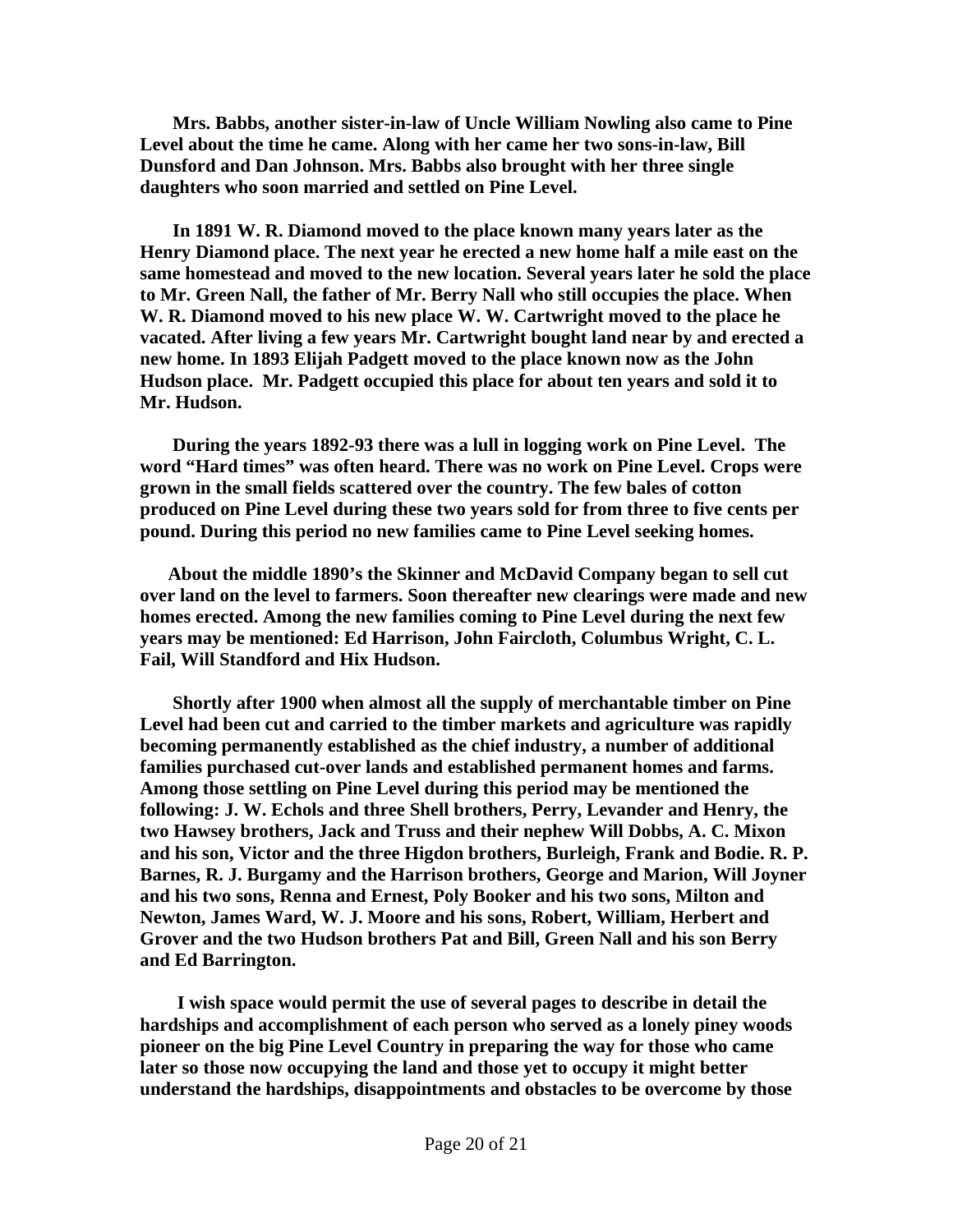**Mrs. Babbs, another sister-in-law of Uncle William Nowling also came to Pine Level about the time he came. Along with her came her two sons-in-law, Bill Dunsford and Dan Johnson. Mrs. Babbs also brought with her three single daughters who soon married and settled on Pine Level.**

**In 1891 W. R. Diamond moved to the place known many years later as the Henry Diamond place. The next year he erected a new home half a mile east on the same homestead and moved to the new location. Several years later he sold the place to Mr. Green Nall, the father of Mr. Berry Nall who still occupies the place. When W. R. Diamond moved to his new place W. W. Cartwright moved to the place he vacated. After living a few years Mr. Cartwright bought land near by and erected a new home. In 1893 Elijah Padgett moved to the place known now as the John Hudson place. Mr. Padgett occupied this place for about ten years and sold it to Mr. Hudson.**

**During the years 1892-93 there was a lull in logging work on Pine Level. The word "Hard times" was often heard. There was no work on Pine Level. Crops were grown in the small fields scattered over the country. The few bales of cotton produced on Pine Level during these two years sold for from three to five cents per pound. During this period no new families came to Pine Level seeking homes.**

**About the middle 1890's the Skinner and McDavid Company began to sell cut over land on the level to farmers. Soon thereafter new clearings were made and new homes erected. Among the new families coming to Pine Level during the next few years may be mentioned: Ed Harrison, John Faircloth, Columbus Wright, C. L. Fail, Will Standford and Hix Hudson.**

**Shortly after 1900 when almost all the supply of merchantable timber on Pine Level had been cut and carried to the timber markets and agriculture was rapidly becoming permanently established as the chief industry, a number of additional families purchased cut-over lands and established permanent homes and farms. Among those settling on Pine Level during this period may be mentioned the following: J. W. Echols and three Shell brothers, Perry, Levander and Henry, the two Hawsey brothers, Jack and Truss and their nephew Will Dobbs, A. C. Mixon and his son, Victor and the three Higdon brothers, Burleigh, Frank and Bodie. R. P. Barnes, R. J. Burgamy and the Harrison brothers, George and Marion, Will Joyner and his two sons, Renna and Ernest, Poly Booker and his two sons, Milton and Newton, James Ward, W. J. Moore and his sons, Robert, William, Herbert and Grover and the two Hudson brothers Pat and Bill, Green Nall and his son Berry and Ed Barrington.**

**I wish space would permit the use of several pages to describe in detail the hardships and accomplishment of each person who served as a lonely piney woods pioneer on the big Pine Level Country in preparing the way for those who came later so those now occupying the land and those yet to occupy it might better understand the hardships, disappointments and obstacles to be overcome by those**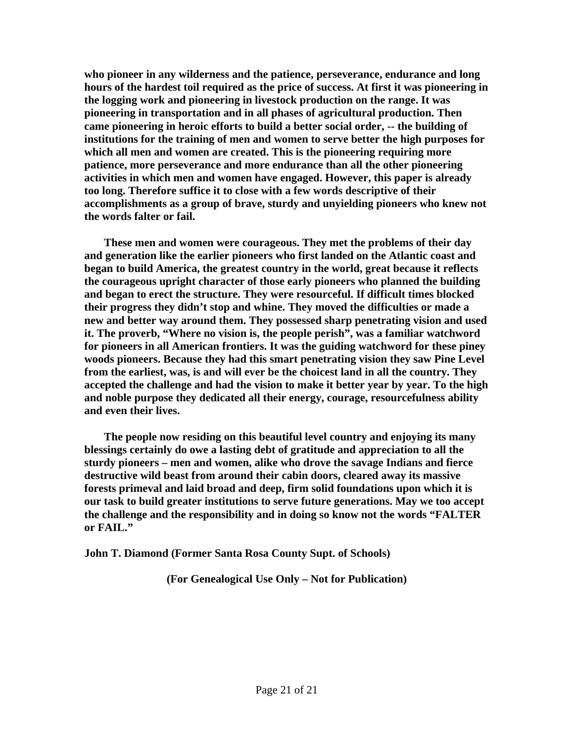**who pioneer in any wilderness and the patience, perseverance, endurance and long hours of the hardest toil required as the price of success. At first it was pioneering in the logging work and pioneering in livestock production on the range. It was pioneering in transportation and in all phases of agricultural production. Then came pioneering in heroic efforts to build a better social order, -- the building of institutions for the training of men and women to serve better the high purposes for which all men and women are created. This is the pioneering requiring more patience, more perseverance and more endurance than all the other pioneering activities in which men and women have engaged. However, this paper is already too long. Therefore suffice it to close with a few words descriptive of their accomplishments as a group of brave, sturdy and unyielding pioneers who knew not the words falter or fail.**

**These men and women were courageous. They met the problems of their day and generation like the earlier pioneers who first landed on the Atlantic coast and began to build America, the greatest country in the world, great because it reflects the courageous upright character of those early pioneers who planned the building and began to erect the structure. They were resourceful. If difficult times blocked their progress they didn't stop and whine. They moved the difficulties or made a new and better way around them. They possessed sharp penetrating vision and used it. The proverb, "Where no vision is, the people perish", was a familiar watchword for pioneers in all American frontiers. It was the guiding watchword for these piney woods pioneers. Because they had this smart penetrating vision they saw Pine Level from the earliest, was, is and will ever be the choicest land in all the country. They accepted the challenge and had the vision to make it better year by year. To the high and noble purpose they dedicated all their energy, courage, resourcefulness ability and even their lives.**

**The people now residing on this beautiful level country and enjoying its many blessings certainly do owe a lasting debt of gratitude and appreciation to all the sturdy pioneers – men and women, alike who drove the savage Indians and fierce destructive wild beast from around their cabin doors, cleared away its massive forests primeval and laid broad and deep, firm solid foundations upon which it is our task to build greater institutions to serve future generations. May we too accept the challenge and the responsibility and in doing so know not the words "FALTER or FAIL."**

**John T. Diamond (Former Santa Rosa County Supt. of Schools)**

**(For Genealogical Use Only – Not for Publication)**